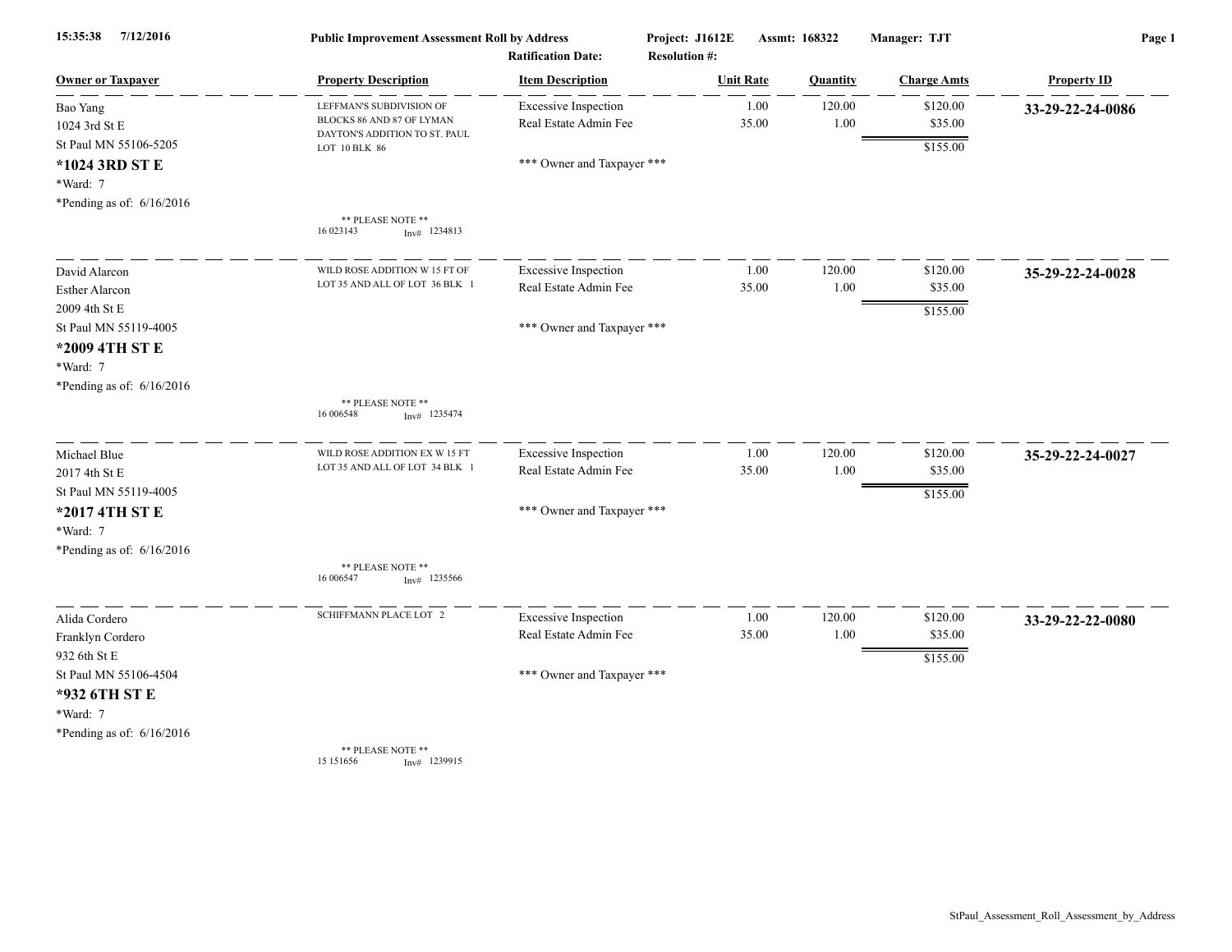15:35:38 7/12/2016

**Public Improvement Assessment Roll by Address**

Project: J1612E Assmt: 168322 Manager: TJT

Ratification Date: Resolution #:

| Owner or Taxpayer | Property Description | Item Description | Unit Rate | Quantity | Charge Amts | Property ID |
|---|---|---|---|---|---|---|
| Bao Yang<br>1024 3rd St E<br>St Paul MN 55106-5205<br>**\*1024 3RD ST E**<br>\*Ward: 7<br>\*Pending as of: 6/16/2016 | LEFFMAN'S SUBDIVISION OF BLOCKS 86 AND 87 OF LYMAN DAYTON'S ADDITION TO ST. PAUL LOT 10 BLK 86<br>** PLEASE NOTE **<br>16 023143 Inv# 1234813 | Excessive Inspection<br>Real Estate Admin Fee<br>*** Owner and Taxpayer *** | 1.00<br>35.00 | 120.00<br>1.00 | $120.00<br>$35.00<br>$155.00 | **33-29-22-24-0086** |
| David Alarcon<br>Esther Alarcon<br>2009 4th St E<br>St Paul MN 55119-4005<br>**\*2009 4TH ST E**<br>\*Ward: 7<br>\*Pending as of: 6/16/2016 | WILD ROSE ADDITION W 15 FT OF LOT 35 AND ALL OF LOT 36 BLK 1<br>** PLEASE NOTE **<br>16 006548 Inv# 1235474 | Excessive Inspection<br>Real Estate Admin Fee<br>*** Owner and Taxpayer *** | 1.00<br>35.00 | 120.00<br>1.00 | $120.00<br>$35.00<br>$155.00 | **35-29-22-24-0028** |
| Michael Blue<br>2017 4th St E<br>St Paul MN 55119-4005<br>**\*2017 4TH ST E**<br>\*Ward: 7<br>\*Pending as of: 6/16/2016 | WILD ROSE ADDITION EX W 15 FT LOT 35 AND ALL OF LOT 34 BLK 1<br>** PLEASE NOTE **<br>16 006547 Inv# 1235566 | Excessive Inspection<br>Real Estate Admin Fee<br>*** Owner and Taxpayer *** | 1.00<br>35.00 | 120.00<br>1.00 | $120.00<br>$35.00<br>$155.00 | **35-29-22-24-0027** |
| Alida Cordero<br>Franklyn Cordero<br>932 6th St E<br>St Paul MN 55106-4504<br>**\*932 6TH ST E**<br>\*Ward: 7<br>\*Pending as of: 6/16/2016 | SCHIFFMANN PLACE LOT 2<br>** PLEASE NOTE **<br>15 151656 Inv# 1239915 | Excessive Inspection<br>Real Estate Admin Fee<br>*** Owner and Taxpayer *** | 1.00<br>35.00 | 120.00<br>1.00 | $120.00<br>$35.00<br>$155.00 | **33-29-22-22-0080** |

StPaul_Assessment_Roll_Assessment_by_Address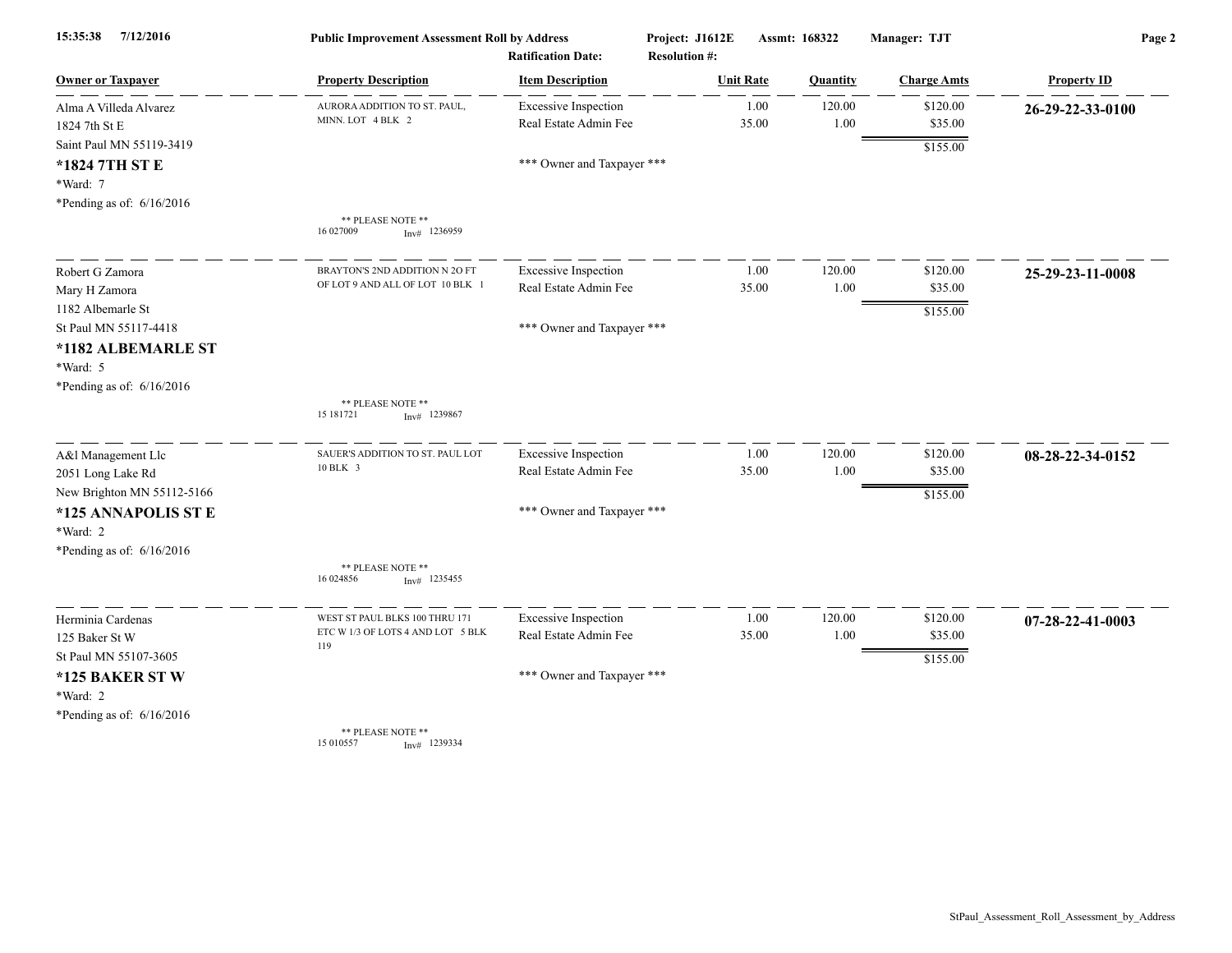**Public Improvement Assessment Roll by Address**

15:35:38 7/12/2016 | Project: J1612E | Assmt: 168322 | Manager: TJT

Ratification Date: | Resolution #:

| Owner or Taxpayer | Property Description | Item Description | Unit Rate | Quantity | Charge Amts | Property ID |
|---|---|---|---|---|---|---|
| Alma A Villeda Alvarez<br>1824 7th St E<br>Saint Paul MN 55119-3419<br>**\*1824 7TH ST E**<br>\*Ward: 7<br>\*Pending as of: 6/16/2016 | AURORA ADDITION TO ST. PAUL, MINN. LOT 4 BLK 2<br><br>\*\* PLEASE NOTE \*\*<br>16 027009 Inv# 1236959 | Excessive Inspection<br>Real Estate Admin Fee<br><br>\*\*\* Owner and Taxpayer \*\*\* | 1.00<br>35.00 | 120.00<br>1.00 | $120.00<br>$35.00<br>$155.00 | **26-29-22-33-0100** |
| Robert G Zamora<br>Mary H Zamora<br>1182 Albemarle St<br>St Paul MN 55117-4418<br>**\*1182 ALBEMARLE ST**<br>\*Ward: 5<br>\*Pending as of: 6/16/2016 | BRAYTON'S 2ND ADDITION N 2O FT OF LOT 9 AND ALL OF LOT 10 BLK 1<br><br>\*\* PLEASE NOTE \*\*<br>15 181721 Inv# 1239867 | Excessive Inspection<br>Real Estate Admin Fee<br><br>\*\*\* Owner and Taxpayer \*\*\* | 1.00<br>35.00 | 120.00<br>1.00 | $120.00<br>$35.00<br>$155.00 | **25-29-23-11-0008** |
| A&l Management Llc<br>2051 Long Lake Rd<br>New Brighton MN 55112-5166<br>**\*125 ANNAPOLIS ST E**<br>\*Ward: 2<br>\*Pending as of: 6/16/2016 | SAUER'S ADDITION TO ST. PAUL LOT 10 BLK 3<br><br>\*\* PLEASE NOTE \*\*<br>16 024856 Inv# 1235455 | Excessive Inspection<br>Real Estate Admin Fee<br><br>\*\*\* Owner and Taxpayer \*\*\* | 1.00<br>35.00 | 120.00<br>1.00 | $120.00<br>$35.00<br>$155.00 | **08-28-22-34-0152** |
| Herminia Cardenas<br>125 Baker St W<br>St Paul MN 55107-3605<br>**\*125 BAKER ST W**<br>\*Ward: 2<br>\*Pending as of: 6/16/2016 | WEST ST PAUL BLKS 100 THRU 171 ETC W 1/3 OF LOTS 4 AND LOT 5 BLK 119<br><br>\*\* PLEASE NOTE \*\*<br>15 010557 Inv# 1239334 | Excessive Inspection<br>Real Estate Admin Fee<br><br>\*\*\* Owner and Taxpayer \*\*\* | 1.00<br>35.00 | 120.00<br>1.00 | $120.00<br>$35.00<br>$155.00 | **07-28-22-41-0003** |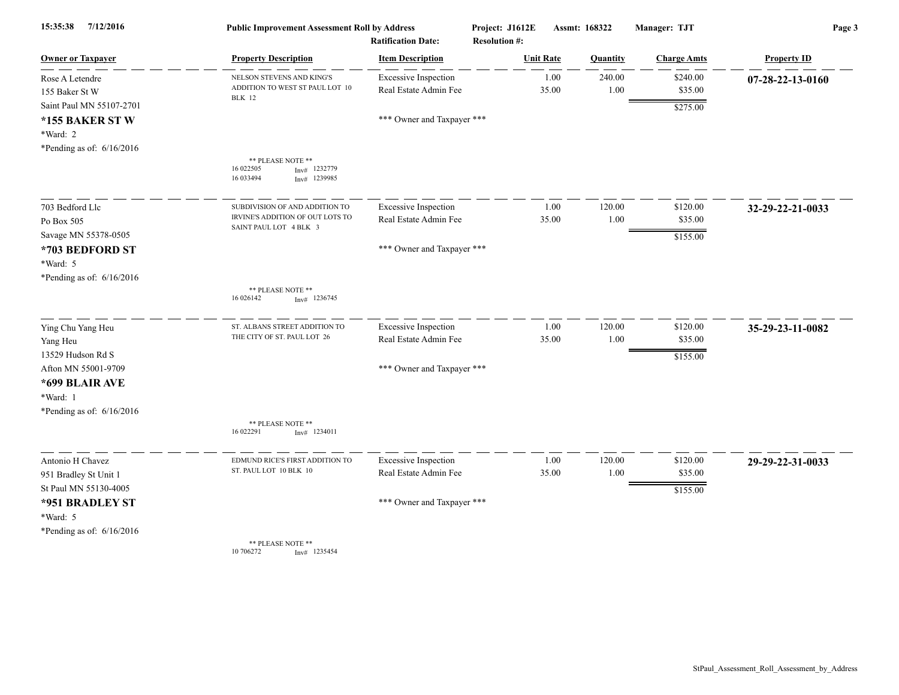**Public Improvement Assessment Roll by Address**
**Project: J1612E** **Assmt: 168322** **Manager: TJT**
**Ratification Date:** **Resolution #:**

| Owner or Taxpayer | Property Description | Item Description | Unit Rate | Quantity | Charge Amts | Property ID |
|---|---|---|---|---|---|---|
| Rose A Letendre<br>155 Baker St W<br>Saint Paul MN 55107-2701<br>**\*155 BAKER ST W**<br>\*Ward: 2<br>\*Pending as of: 6/16/2016 | NELSON STEVENS AND KING'S ADDITION TO WEST ST PAUL LOT 10 BLK 12<br>** PLEASE NOTE **<br>16 022505 Inv# 1232779<br>16 033494 Inv# 1239985 | Excessive Inspection<br>Real Estate Admin Fee<br>*** Owner and Taxpayer *** | 1.00<br>35.00 | 240.00<br>1.00 | $240.00<br>$35.00<br>$275.00 | **07-28-22-13-0160** |
| 703 Bedford Llc<br>Po Box 505<br>Savage MN 55378-0505<br>**\*703 BEDFORD ST**<br>\*Ward: 5<br>\*Pending as of: 6/16/2016 | SUBDIVISION OF AND ADDITION TO IRVINE'S ADDITION OF OUT LOTS TO SAINT PAUL LOT 4 BLK 3<br>** PLEASE NOTE **<br>16 026142 Inv# 1236745 | Excessive Inspection<br>Real Estate Admin Fee<br>*** Owner and Taxpayer *** | 1.00<br>35.00 | 120.00<br>1.00 | $120.00<br>$35.00<br>$155.00 | **32-29-22-21-0033** |
| Ying Chu Yang Heu<br>Yang Heu<br>13529 Hudson Rd S<br>Afton MN 55001-9709<br>**\*699 BLAIR AVE**<br>\*Ward: 1<br>\*Pending as of: 6/16/2016 | ST. ALBANS STREET ADDITION TO THE CITY OF ST. PAUL LOT 26<br>** PLEASE NOTE **<br>16 022291 Inv# 1234011 | Excessive Inspection<br>Real Estate Admin Fee<br>*** Owner and Taxpayer *** | 1.00<br>35.00 | 120.00<br>1.00 | $120.00<br>$35.00<br>$155.00 | **35-29-23-11-0082** |
| Antonio H Chavez<br>951 Bradley St Unit 1<br>St Paul MN 55130-4005<br>**\*951 BRADLEY ST**<br>\*Ward: 5<br>\*Pending as of: 6/16/2016 | EDMUND RICE'S FIRST ADDITION TO ST. PAUL LOT 10 BLK 10<br>** PLEASE NOTE **<br>10 706272 Inv# 1235454 | Excessive Inspection<br>Real Estate Admin Fee<br>*** Owner and Taxpayer *** | 1.00<br>35.00 | 120.00<br>1.00 | $120.00<br>$35.00<br>$155.00 | **29-29-22-31-0033** |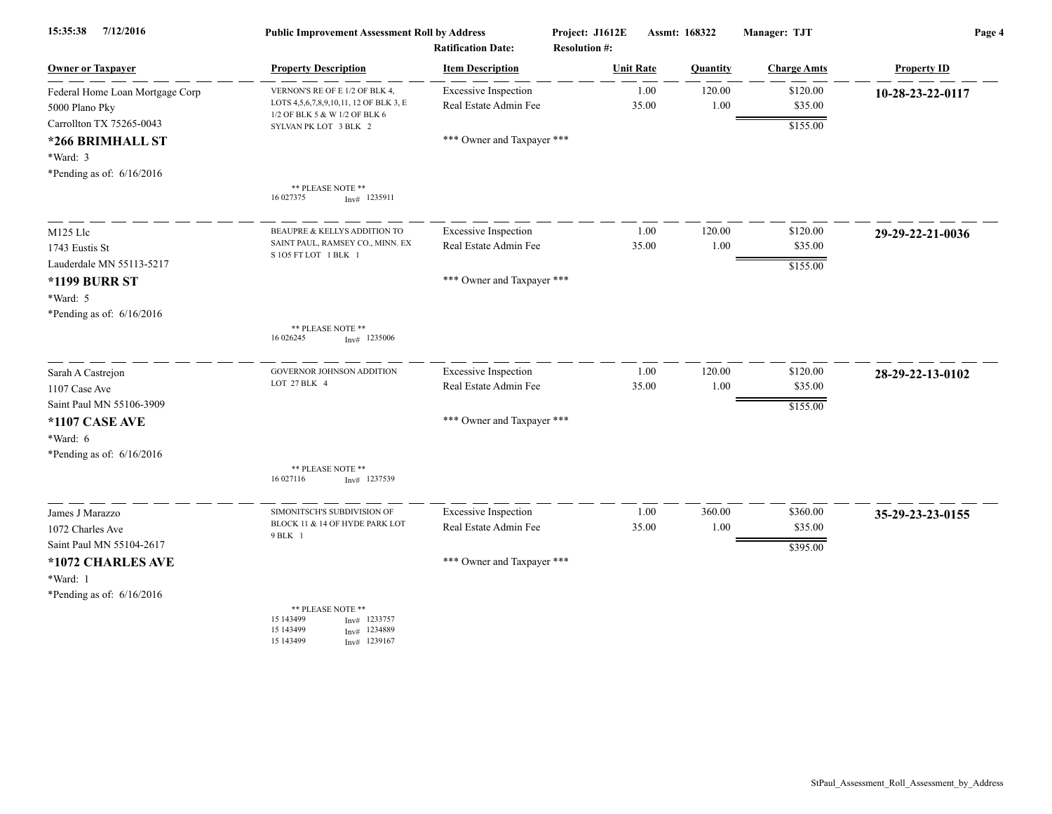| Owner or Taxpayer | Property Description | Item Description | Unit Rate | Quantity | Charge Amts | Property ID |
|---|---|---|---|---|---|---|
| Federal Home Loan Mortgage Corp<br>5000 Plano Pky<br>Carrollton TX 75265-0043<br>**\*266 BRIMHALL ST**<br>\*Ward: 3<br>\*Pending as of: 6/16/2016 | VERNON'S RE OF E 1/2 OF BLK 4, LOTS 4,5,6,7,8,9,10,11, 12 OF BLK 3, E 1/2 OF BLK 5 & W 1/2 OF BLK 6 SYLVAN PK LOT 3 BLK 2<br><br>\*\* PLEASE NOTE \*\*<br>16 027375 Inv# 1235911 | Excessive Inspection<br>Real Estate Admin Fee<br><br>\*\*\* Owner and Taxpayer \*\*\* | 1.00<br>35.00 | 120.00<br>1.00 | $120.00<br>$35.00<br>$155.00 | **10-28-23-22-0117** |
| M125 Llc<br>1743 Eustis St<br>Lauderdale MN 55113-5217<br>**\*1199 BURR ST**<br>\*Ward: 5<br>\*Pending as of: 6/16/2016 | BEAUPRE & KELLYS ADDITION TO SAINT PAUL, RAMSEY CO., MINN. EX S 1O5 FT LOT 1 BLK 1<br><br>\*\* PLEASE NOTE \*\*<br>16 026245 Inv# 1235006 | Excessive Inspection<br>Real Estate Admin Fee<br><br>\*\*\* Owner and Taxpayer \*\*\* | 1.00<br>35.00 | 120.00<br>1.00 | $120.00<br>$35.00<br>$155.00 | **29-29-22-21-0036** |
| Sarah A Castrejon<br>1107 Case Ave<br>Saint Paul MN 55106-3909<br>**\*1107 CASE AVE**<br>\*Ward: 6<br>\*Pending as of: 6/16/2016 | GOVERNOR JOHNSON ADDITION LOT 27 BLK 4<br><br>\*\* PLEASE NOTE \*\*<br>16 027116 Inv# 1237539 | Excessive Inspection<br>Real Estate Admin Fee<br><br>\*\*\* Owner and Taxpayer \*\*\* | 1.00<br>35.00 | 120.00<br>1.00 | $120.00<br>$35.00<br>$155.00 | **28-29-22-13-0102** |
| James J Marazzo<br>1072 Charles Ave<br>Saint Paul MN 55104-2617<br>**\*1072 CHARLES AVE**<br>\*Ward: 1<br>\*Pending as of: 6/16/2016 | SIMONITSCH'S SUBDIVISION OF BLOCK 11 & 14 OF HYDE PARK LOT 9 BLK 1<br><br>\*\* PLEASE NOTE \*\*<br>15 143499 Inv# 1233757<br>15 143499 Inv# 1234889<br>15 143499 Inv# 1239167 | Excessive Inspection<br>Real Estate Admin Fee<br><br>\*\*\* Owner and Taxpayer \*\*\* | 1.00<br>35.00 | 360.00<br>1.00 | $360.00<br>$35.00<br>$395.00 | **35-29-23-23-0155** |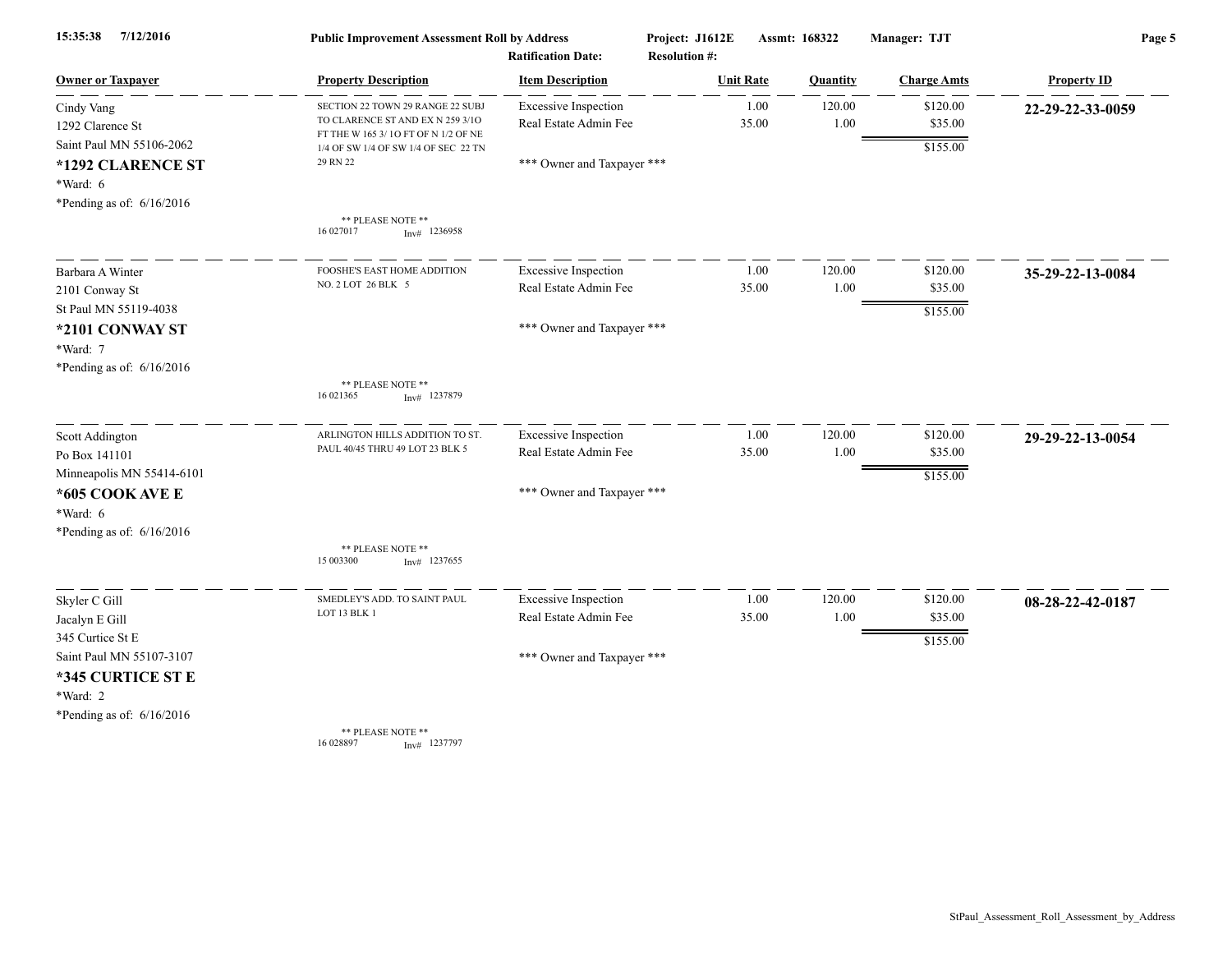| Owner or Taxpayer | Property Description | Item Description | Unit Rate | Quantity | Charge Amts | Property ID |
|---|---|---|---|---|---|---|
| Cindy Vang<br>1292 Clarence St<br>Saint Paul MN 55106-2062<br>**\*1292 CLARENCE ST**<br>\*Ward: 6<br>\*Pending as of: 6/16/2016 | SECTION 22 TOWN 29 RANGE 22 SUBJ TO CLARENCE ST AND EX N 259 3/1O FT THE W 165 3/ 1O FT OF N 1/2 OF NE 1/4 OF SW 1/4 OF SW 1/4 OF SEC 22 TN 29 RN 22<br><br>\*\* PLEASE NOTE \*\*<br>16 027017 Inv# 1236958 | Excessive Inspection<br>Real Estate Admin Fee<br><br>\*\*\* Owner and Taxpayer \*\*\* | 1.00<br>35.00 | 120.00<br>1.00 | $120.00<br>$35.00<br>$155.00 | **22-29-22-33-0059** |
| Barbara A Winter<br>2101 Conway St<br>St Paul MN 55119-4038<br>**\*2101 CONWAY ST**<br>\*Ward: 7<br>\*Pending as of: 6/16/2016 | FOOSHE'S EAST HOME ADDITION NO. 2 LOT 26 BLK 5<br><br>\*\* PLEASE NOTE \*\*<br>16 021365 Inv# 1237879 | Excessive Inspection<br>Real Estate Admin Fee<br><br>\*\*\* Owner and Taxpayer \*\*\* | 1.00<br>35.00 | 120.00<br>1.00 | $120.00<br>$35.00<br>$155.00 | **35-29-22-13-0084** |
| Scott Addington<br>Po Box 141101<br>Minneapolis MN 55414-6101<br>**\*605 COOK AVE E**<br>\*Ward: 6<br>\*Pending as of: 6/16/2016 | ARLINGTON HILLS ADDITION TO ST. PAUL 40/45 THRU 49 LOT 23 BLK 5<br><br>\*\* PLEASE NOTE \*\*<br>15 003300 Inv# 1237655 | Excessive Inspection<br>Real Estate Admin Fee<br><br>\*\*\* Owner and Taxpayer \*\*\* | 1.00<br>35.00 | 120.00<br>1.00 | $120.00<br>$35.00<br>$155.00 | **29-29-22-13-0054** |
| Skyler C Gill<br>Jacalyn E Gill<br>345 Curtice St E<br>Saint Paul MN 55107-3107<br>**\*345 CURTICE ST E**<br>\*Ward: 2<br>\*Pending as of: 6/16/2016 | SMEDLEY'S ADD. TO SAINT PAUL LOT 13 BLK 1<br><br>\*\* PLEASE NOTE \*\*<br>16 028897 Inv# 1237797 | Excessive Inspection<br>Real Estate Admin Fee<br><br>\*\*\* Owner and Taxpayer \*\*\* | 1.00<br>35.00 | 120.00<br>1.00 | $120.00<br>$35.00<br>$155.00 | **08-28-22-42-0187** |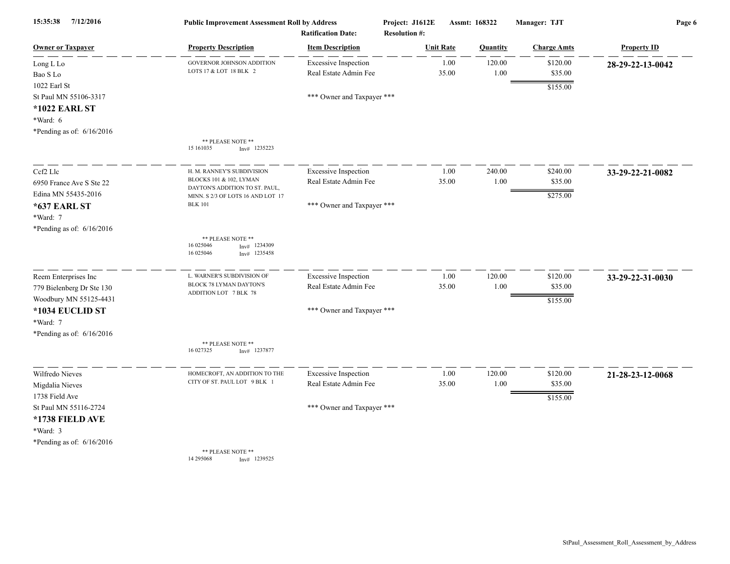15:35:38 7/12/2016 **Public Improvement Assessment Roll by Address** Project: J1612E Assmt: 168322 Manager: TJT

Ratification Date: Resolution #:

| Owner or Taxpayer | Property Description | Item Description | Unit Rate | Quantity | Charge Amts | Property ID |
|---|---|---|---|---|---|---|
| Long L Lo<br>Bao S Lo<br>1022 Earl St<br>St Paul MN 55106-3317<br>**\*1022 EARL ST**<br>\*Ward: 6<br>\*Pending as of: 6/16/2016 | GOVERNOR JOHNSON ADDITION LOTS 17 & LOT 18 BLK 2<br><br>\*\* PLEASE NOTE \*\*<br>15 161035 Inv# 1235223 | Excessive Inspection<br>Real Estate Admin Fee<br><br>\*\*\* Owner and Taxpayer \*\*\* | 1.00<br>35.00 | 120.00<br>1.00 | $120.00<br>$35.00<br>$155.00 | **28-29-22-13-0042** |
| Ccf2 Llc<br>6950 France Ave S Ste 22<br>Edina MN 55435-2016<br>**\*637 EARL ST**<br>\*Ward: 7<br>\*Pending as of: 6/16/2016 | H. M. RANNEY'S SUBDIVISION BLOCKS 101 & 102, LYMAN DAYTON'S ADDITION TO ST. PAUL, MINN. S 2/3 OF LOTS 16 AND LOT 17 BLK 101<br><br>\*\* PLEASE NOTE \*\*<br>16 025046 Inv# 1234309<br>16 025046 Inv# 1235458 | Excessive Inspection<br>Real Estate Admin Fee<br><br>\*\*\* Owner and Taxpayer \*\*\* | 1.00<br>35.00 | 240.00<br>1.00 | $240.00<br>$35.00<br>$275.00 | **33-29-22-21-0082** |
| Reem Enterprises Inc<br>779 Bielenberg Dr Ste 130<br>Woodbury MN 55125-4431<br>**\*1034 EUCLID ST**<br>\*Ward: 7<br>\*Pending as of: 6/16/2016 | L. WARNER'S SUBDIVISION OF BLOCK 78 LYMAN DAYTON'S ADDITION LOT 7 BLK 78<br><br>\*\* PLEASE NOTE \*\*<br>16 027325 Inv# 1237877 | Excessive Inspection<br>Real Estate Admin Fee<br><br>\*\*\* Owner and Taxpayer \*\*\* | 1.00<br>35.00 | 120.00<br>1.00 | $120.00<br>$35.00<br>$155.00 | **33-29-22-31-0030** |
| Wilfredo Nieves<br>Migdalia Nieves<br>1738 Field Ave<br>St Paul MN 55116-2724<br>**\*1738 FIELD AVE**<br>\*Ward: 3<br>\*Pending as of: 6/16/2016 | HOMECROFT, AN ADDITION TO THE CITY OF ST. PAUL LOT 9 BLK 1<br><br>\*\* PLEASE NOTE \*\*<br>14 295068 Inv# 1239525 | Excessive Inspection<br>Real Estate Admin Fee<br><br>\*\*\* Owner and Taxpayer \*\*\* | 1.00<br>35.00 | 120.00<br>1.00 | $120.00<br>$35.00<br>$155.00 | **21-28-23-12-0068** |

StPaul_Assessment_Roll_Assessment_by_Address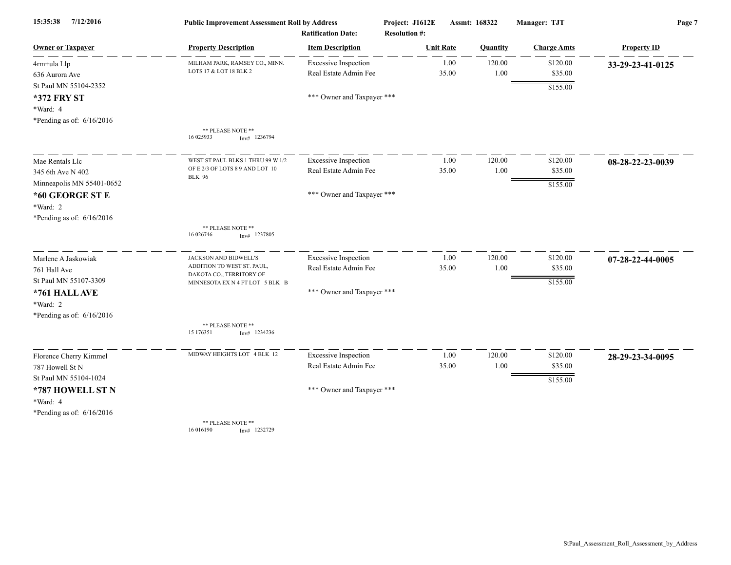**Public Improvement Assessment Roll by Address** — Project: J1612E — Assmt: 168322 — Manager: TJT

Ratification Date: — Resolution #:

| Owner or Taxpayer | Property Description | Item Description | Unit Rate | Quantity | Charge Amts | Property ID |
|---|---|---|---|---|---|---|
| 4rm+ula Llp<br>636 Aurora Ave<br>St Paul MN 55104-2352<br>**\*372 FRY ST**<br>\*Ward: 4<br>\*Pending as of: 6/16/2016 | MILHAM PARK, RAMSEY CO., MINN. LOTS 17 & LOT 18 BLK 2<br>\*\* PLEASE NOTE \*\*<br>16 025933 Inv# 1236794 | Excessive Inspection<br>Real Estate Admin Fee<br><br>\*\*\* Owner and Taxpayer \*\*\* | 1.00<br>35.00 | 120.00<br>1.00 | $120.00<br>$35.00<br>$155.00 | **33-29-23-41-0125** |
| Mae Rentals Llc<br>345 6th Ave N 402<br>Minneapolis MN 55401-0652<br>**\*60 GEORGE ST E**<br>\*Ward: 2<br>\*Pending as of: 6/16/2016 | WEST ST PAUL BLKS 1 THRU 99 W 1/2 OF E 2/3 OF LOTS 8 9 AND LOT 10 BLK 96<br>\*\* PLEASE NOTE \*\*<br>16 026746 Inv# 1237805 | Excessive Inspection<br>Real Estate Admin Fee<br><br>\*\*\* Owner and Taxpayer \*\*\* | 1.00<br>35.00 | 120.00<br>1.00 | $120.00<br>$35.00<br>$155.00 | **08-28-22-23-0039** |
| Marlene A Jaskowiak<br>761 Hall Ave<br>St Paul MN 55107-3309<br>**\*761 HALL AVE**<br>\*Ward: 2<br>\*Pending as of: 6/16/2016 | JACKSON AND BIDWELL'S ADDITION TO WEST ST. PAUL, DAKOTA CO., TERRITORY OF MINNESOTA EX N 4 FT LOT 5 BLK B<br>\*\* PLEASE NOTE \*\*<br>15 176351 Inv# 1234236 | Excessive Inspection<br>Real Estate Admin Fee<br><br>\*\*\* Owner and Taxpayer \*\*\* | 1.00<br>35.00 | 120.00<br>1.00 | $120.00<br>$35.00<br>$155.00 | **07-28-22-44-0005** |
| Florence Cherry Kimmel<br>787 Howell St N<br>St Paul MN 55104-1024<br>**\*787 HOWELL ST N**<br>\*Ward: 4<br>\*Pending as of: 6/16/2016 | MIDWAY HEIGHTS LOT 4 BLK 12<br>\*\* PLEASE NOTE \*\*<br>16 016190 Inv# 1232729 | Excessive Inspection<br>Real Estate Admin Fee<br><br>\*\*\* Owner and Taxpayer \*\*\* | 1.00<br>35.00 | 120.00<br>1.00 | $120.00<br>$35.00<br>$155.00 | **28-29-23-34-0095** |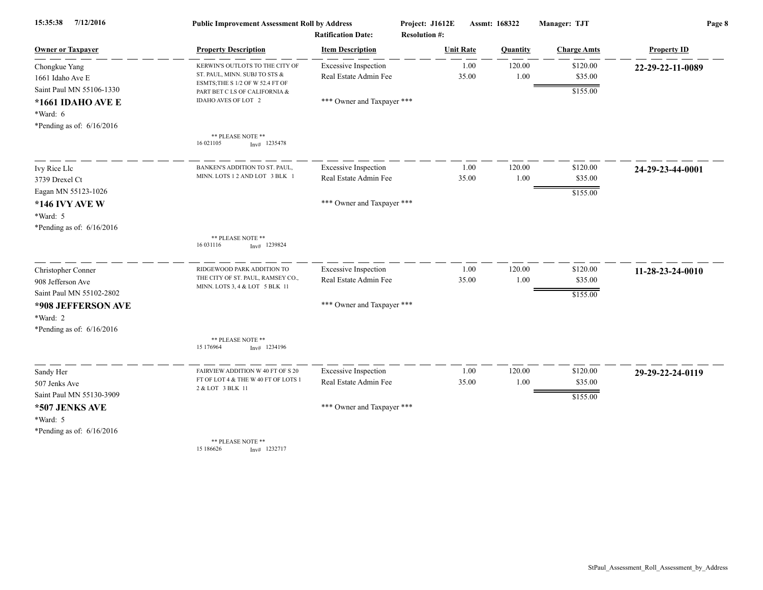**Public Improvement Assessment Roll by Address**

Project: J1612E  Assmt: 168322  Manager: TJT

Ratification Date:  Resolution #:

| Owner or Taxpayer | Property Description | Item Description | Unit Rate | Quantity | Charge Amts | Property ID |
|---|---|---|---|---|---|---|
| Chongkue Yang<br>1661 Idaho Ave E<br>Saint Paul MN 55106-1330<br>**\*1661 IDAHO AVE E**<br>\*Ward: 6<br>\*Pending as of: 6/16/2016 | KERWIN'S OUTLOTS TO THE CITY OF ST. PAUL, MINN. SUBJ TO STS & ESMTS;THE S 1/2 OF W 52.4 FT OF PART BET C LS OF CALIFORNIA & IDAHO AVES OF LOT 2<br>** PLEASE NOTE **<br>16 021105 Inv# 1235478 | Excessive Inspection<br>Real Estate Admin Fee<br><br>*** Owner and Taxpayer *** | 1.00<br>35.00 | 120.00<br>1.00 | $120.00<br>$35.00<br>$155.00 | **22-29-22-11-0089** |
| Ivy Rice Llc<br>3739 Drexel Ct<br>Eagan MN 55123-1026<br>**\*146 IVY AVE W**<br>\*Ward: 5<br>\*Pending as of: 6/16/2016 | BANKEN'S ADDITION TO ST. PAUL, MINN. LOTS 1 2 AND LOT 3 BLK 1<br>** PLEASE NOTE **<br>16 031116 Inv# 1239824 | Excessive Inspection<br>Real Estate Admin Fee<br><br>*** Owner and Taxpayer *** | 1.00<br>35.00 | 120.00<br>1.00 | $120.00<br>$35.00<br>$155.00 | **24-29-23-44-0001** |
| Christopher Conner<br>908 Jefferson Ave<br>Saint Paul MN 55102-2802<br>**\*908 JEFFERSON AVE**<br>\*Ward: 2<br>\*Pending as of: 6/16/2016 | RIDGEWOOD PARK ADDITION TO THE CITY OF ST. PAUL, RAMSEY CO., MINN. LOTS 3, 4 & LOT 5 BLK 11<br>** PLEASE NOTE **<br>15 176964 Inv# 1234196 | Excessive Inspection<br>Real Estate Admin Fee<br><br>*** Owner and Taxpayer *** | 1.00<br>35.00 | 120.00<br>1.00 | $120.00<br>$35.00<br>$155.00 | **11-28-23-24-0010** |
| Sandy Her<br>507 Jenks Ave<br>Saint Paul MN 55130-3909<br>**\*507 JENKS AVE**<br>\*Ward: 5<br>\*Pending as of: 6/16/2016 | FAIRVIEW ADDITION W 40 FT OF S 20 FT OF LOT 4 & THE W 40 FT OF LOTS 1 2 & LOT 3 BLK 11<br>** PLEASE NOTE **<br>15 186626 Inv# 1232717 | Excessive Inspection<br>Real Estate Admin Fee<br><br>*** Owner and Taxpayer *** | 1.00<br>35.00 | 120.00<br>1.00 | $120.00<br>$35.00<br>$155.00 | **29-29-22-24-0119** |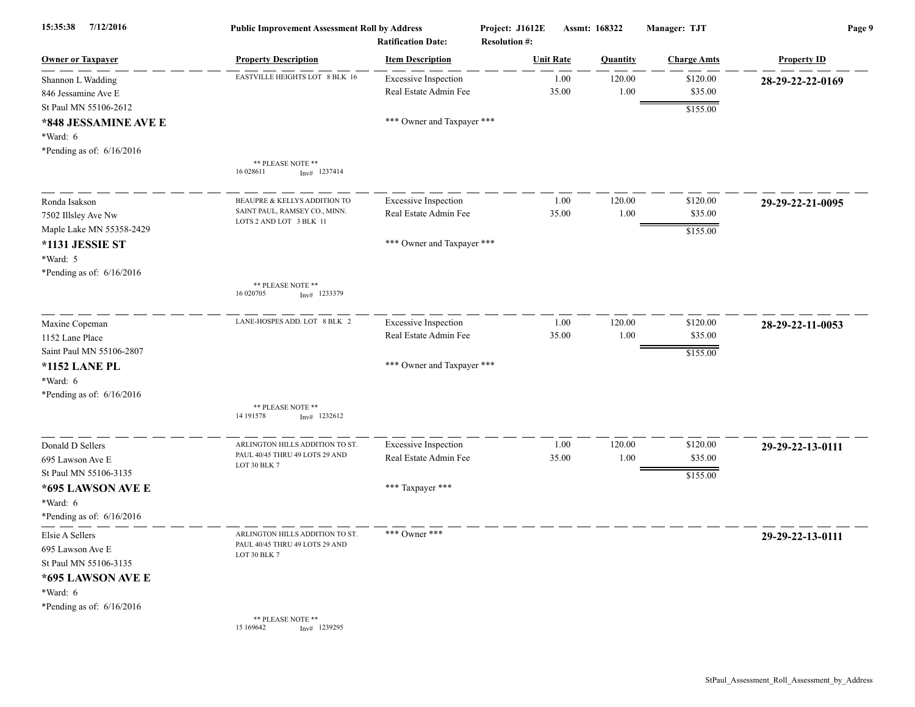Public Improvement Assessment Roll by Address — Project: J1612E — Assmt: 168322 — Manager: TJT

Ratification Date: — Resolution #:

| Owner or Taxpayer | Property Description | Item Description | Unit Rate | Quantity | Charge Amts | Property ID |
|---|---|---|---|---|---|---|
| Shannon L Wadding<br>846 Jessamine Ave E<br>St Paul MN 55106-2612<br>**\*848 JESSAMINE AVE E**<br>\*Ward: 6<br>\*Pending as of: 6/16/2016 | EASTVILLE HEIGHTS LOT 8 BLK 16<br><br>\*\* PLEASE NOTE \*\*<br>16 028611 Inv# 1237414 | Excessive Inspection<br>Real Estate Admin Fee<br><br>\*\*\* Owner and Taxpayer \*\*\* | 1.00<br>35.00 | 120.00<br>1.00 | $120.00<br>$35.00<br>$155.00 | **28-29-22-22-0169** |
| Ronda Isakson<br>7502 Illsley Ave Nw<br>Maple Lake MN 55358-2429<br>**\*1131 JESSIE ST**<br>\*Ward: 5<br>\*Pending as of: 6/16/2016 | BEAUPRE & KELLYS ADDITION TO SAINT PAUL, RAMSEY CO., MINN. LOTS 2 AND LOT 3 BLK 11<br><br>\*\* PLEASE NOTE \*\*<br>16 020705 Inv# 1233379 | Excessive Inspection<br>Real Estate Admin Fee<br><br>\*\*\* Owner and Taxpayer \*\*\* | 1.00<br>35.00 | 120.00<br>1.00 | $120.00<br>$35.00<br>$155.00 | **29-29-22-21-0095** |
| Maxine Copeman<br>1152 Lane Place<br>Saint Paul MN 55106-2807<br>**\*1152 LANE PL**<br>\*Ward: 6<br>\*Pending as of: 6/16/2016 | LANE-HOSPES ADD. LOT 8 BLK 2<br><br>\*\* PLEASE NOTE \*\*<br>14 191578 Inv# 1232612 | Excessive Inspection<br>Real Estate Admin Fee<br><br>\*\*\* Owner and Taxpayer \*\*\* | 1.00<br>35.00 | 120.00<br>1.00 | $120.00<br>$35.00<br>$155.00 | **28-29-22-11-0053** |
| Donald D Sellers<br>695 Lawson Ave E<br>St Paul MN 55106-3135<br>**\*695 LAWSON AVE E**<br>\*Ward: 6<br>\*Pending as of: 6/16/2016 | ARLINGTON HILLS ADDITION TO ST. PAUL 40/45 THRU 49 LOTS 29 AND LOT 30 BLK 7 | Excessive Inspection<br>Real Estate Admin Fee<br><br>\*\*\* Taxpayer \*\*\* | 1.00<br>35.00 | 120.00<br>1.00 | $120.00<br>$35.00<br>$155.00 | **29-29-22-13-0111** |
| Elsie A Sellers<br>695 Lawson Ave E<br>St Paul MN 55106-3135<br>**\*695 LAWSON AVE E**<br>\*Ward: 6<br>\*Pending as of: 6/16/2016 | ARLINGTON HILLS ADDITION TO ST. PAUL 40/45 THRU 49 LOTS 29 AND LOT 30 BLK 7<br><br>\*\* PLEASE NOTE \*\*<br>15 169642 Inv# 1239295 | \*\*\* Owner \*\*\* | | | | **29-29-22-13-0111** |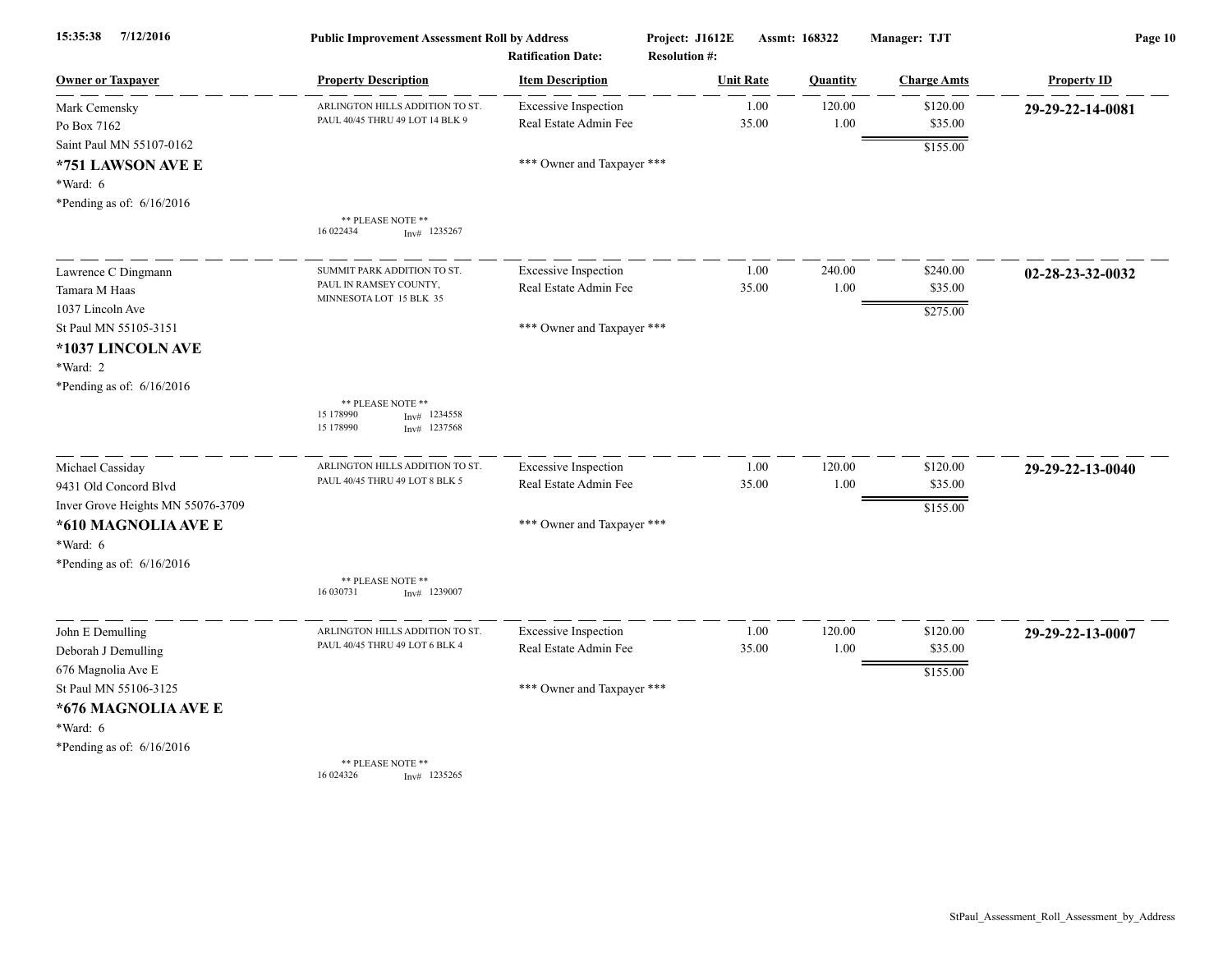**Public Improvement Assessment Roll by Address**

Project: J1612E Assmt: 168322 Manager: TJT

Ratification Date: Resolution #:

| Owner or Taxpayer | Property Description | Item Description | Unit Rate | Quantity | Charge Amts | Property ID |
|---|---|---|---|---|---|---|
| Mark Cemensky<br>Po Box 7162<br>Saint Paul MN 55107-0162<br>**\*751 LAWSON AVE E**<br>\*Ward: 6<br>\*Pending as of: 6/16/2016 | ARLINGTON HILLS ADDITION TO ST. PAUL 40/45 THRU 49 LOT 14 BLK 9<br><br>** PLEASE NOTE **<br>16 022434 Inv# 1235267 | Excessive Inspection<br>Real Estate Admin Fee<br><br>*** Owner and Taxpayer *** | 1.00<br>35.00 | 120.00<br>1.00 | $120.00<br>$35.00<br>$155.00 | **29-29-22-14-0081** |
| Lawrence C Dingmann<br>Tamara M Haas<br>1037 Lincoln Ave<br>St Paul MN 55105-3151<br>**\*1037 LINCOLN AVE**<br>\*Ward: 2<br>\*Pending as of: 6/16/2016 | SUMMIT PARK ADDITION TO ST. PAUL IN RAMSEY COUNTY, MINNESOTA LOT 15 BLK 35<br><br>** PLEASE NOTE **<br>15 178990 Inv# 1234558<br>15 178990 Inv# 1237568 | Excessive Inspection<br>Real Estate Admin Fee<br><br>*** Owner and Taxpayer *** | 1.00<br>35.00 | 240.00<br>1.00 | $240.00<br>$35.00<br>$275.00 | **02-28-23-32-0032** |
| Michael Cassiday<br>9431 Old Concord Blvd<br>Inver Grove Heights MN 55076-3709<br>**\*610 MAGNOLIA AVE E**<br>\*Ward: 6<br>\*Pending as of: 6/16/2016 | ARLINGTON HILLS ADDITION TO ST. PAUL 40/45 THRU 49 LOT 8 BLK 5<br><br>** PLEASE NOTE **<br>16 030731 Inv# 1239007 | Excessive Inspection<br>Real Estate Admin Fee<br><br>*** Owner and Taxpayer *** | 1.00<br>35.00 | 120.00<br>1.00 | $120.00<br>$35.00<br>$155.00 | **29-29-22-13-0040** |
| John E Demulling<br>Deborah J Demulling<br>676 Magnolia Ave E<br>St Paul MN 55106-3125<br>**\*676 MAGNOLIA AVE E**<br>\*Ward: 6<br>\*Pending as of: 6/16/2016 | ARLINGTON HILLS ADDITION TO ST. PAUL 40/45 THRU 49 LOT 6 BLK 4<br><br>** PLEASE NOTE **<br>16 024326 Inv# 1235265 | Excessive Inspection<br>Real Estate Admin Fee<br><br>*** Owner and Taxpayer *** | 1.00<br>35.00 | 120.00<br>1.00 | $120.00<br>$35.00<br>$155.00 | **29-29-22-13-0007** |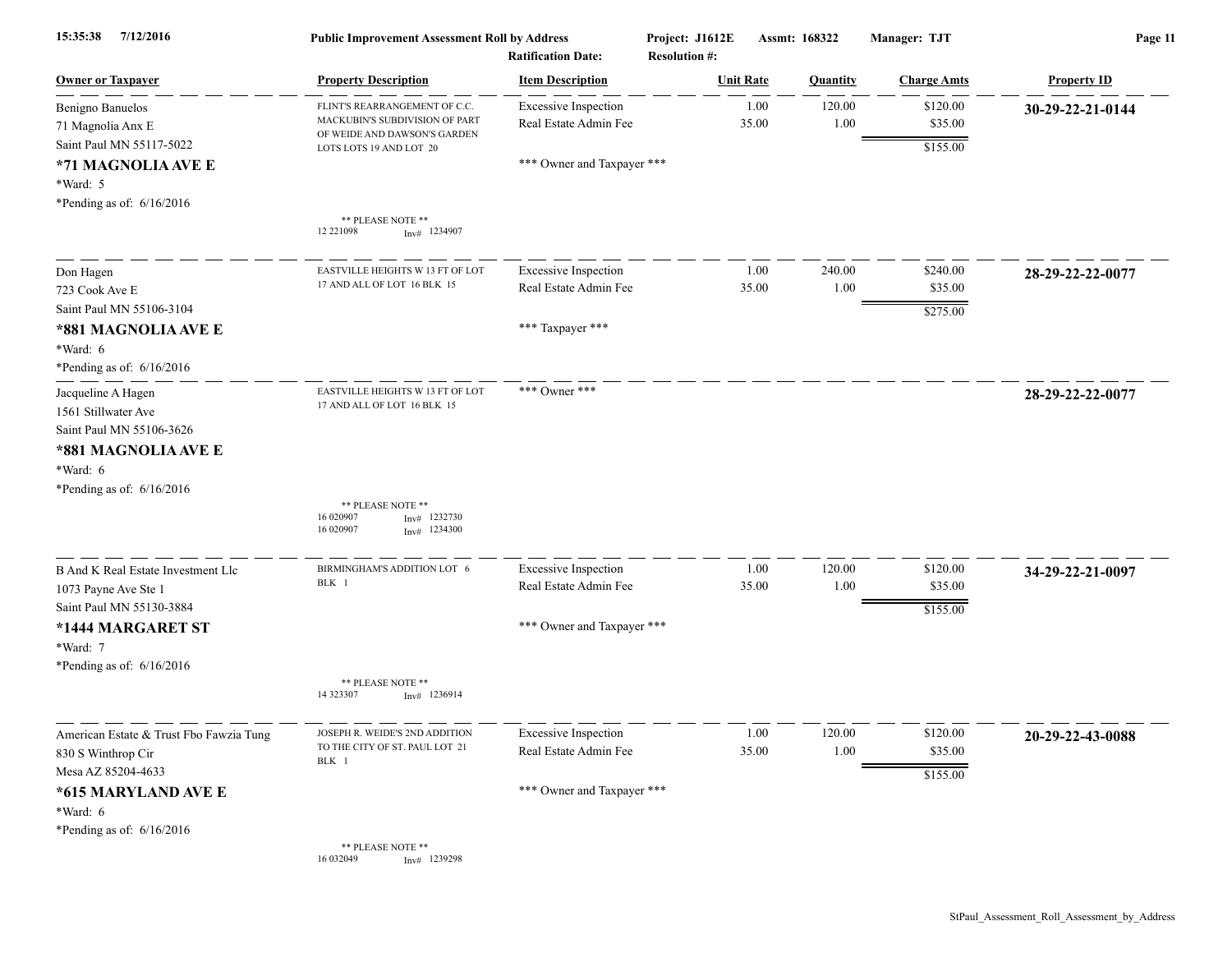**Public Improvement Assessment Roll by Address**

Project: J1612E &nbsp;&nbsp; Assmt: 168322 &nbsp;&nbsp; Manager: TJT

Ratification Date: &nbsp;&nbsp; Resolution #:

15:35:38 7/12/2016

| Owner or Taxpayer | Property Description | Item Description | Unit Rate | Quantity | Charge Amts | Property ID |
|---|---|---|---|---|---|---|
| Benigno Banuelos<br>71 Magnolia Anx E<br>Saint Paul MN 55117-5022<br>**\*71 MAGNOLIA AVE E**<br>\*Ward: 5<br>\*Pending as of: 6/16/2016 | FLINT'S REARRANGEMENT OF C.C. MACKUBIN'S SUBDIVISION OF PART OF WEIDE AND DAWSON'S GARDEN LOTS LOTS 19 AND LOT 20<br><br>\*\* PLEASE NOTE \*\*<br>12 221098 Inv# 1234907 | Excessive Inspection<br>Real Estate Admin Fee<br><br>\*\*\* Owner and Taxpayer \*\*\* | 1.00<br>35.00 | 120.00<br>1.00 | $120.00<br>$35.00<br>$155.00 | **30-29-22-21-0144** |
| Don Hagen<br>723 Cook Ave E<br>Saint Paul MN 55106-3104<br>**\*881 MAGNOLIA AVE E**<br>\*Ward: 6<br>\*Pending as of: 6/16/2016 | EASTVILLE HEIGHTS W 13 FT OF LOT 17 AND ALL OF LOT 16 BLK 15 | Excessive Inspection<br>Real Estate Admin Fee<br><br>\*\*\* Taxpayer \*\*\* | 1.00<br>35.00 | 240.00<br>1.00 | $240.00<br>$35.00<br>$275.00 | **28-29-22-22-0077** |
| Jacqueline A Hagen<br>1561 Stillwater Ave<br>Saint Paul MN 55106-3626<br>**\*881 MAGNOLIA AVE E**<br>\*Ward: 6<br>\*Pending as of: 6/16/2016 | EASTVILLE HEIGHTS W 13 FT OF LOT 17 AND ALL OF LOT 16 BLK 15<br><br>\*\* PLEASE NOTE \*\*<br>16 020907 Inv# 1232730<br>16 020907 Inv# 1234300 | \*\*\* Owner \*\*\* | | | | **28-29-22-22-0077** |
| B And K Real Estate Investment Llc<br>1073 Payne Ave Ste 1<br>Saint Paul MN 55130-3884<br>**\*1444 MARGARET ST**<br>\*Ward: 7<br>\*Pending as of: 6/16/2016 | BIRMINGHAM'S ADDITION LOT 6 BLK 1<br><br>\*\* PLEASE NOTE \*\*<br>14 323307 Inv# 1236914 | Excessive Inspection<br>Real Estate Admin Fee<br><br>\*\*\* Owner and Taxpayer \*\*\* | 1.00<br>35.00 | 120.00<br>1.00 | $120.00<br>$35.00<br>$155.00 | **34-29-22-21-0097** |
| American Estate & Trust Fbo Fawzia Tung<br>830 S Winthrop Cir<br>Mesa AZ 85204-4633<br>**\*615 MARYLAND AVE E**<br>\*Ward: 6<br>\*Pending as of: 6/16/2016 | JOSEPH R. WEIDE'S 2ND ADDITION TO THE CITY OF ST. PAUL LOT 21 BLK 1<br><br>\*\* PLEASE NOTE \*\*<br>16 032049 Inv# 1239298 | Excessive Inspection<br>Real Estate Admin Fee<br><br>\*\*\* Owner and Taxpayer \*\*\* | 1.00<br>35.00 | 120.00<br>1.00 | $120.00<br>$35.00<br>$155.00 | **20-29-22-43-0088** |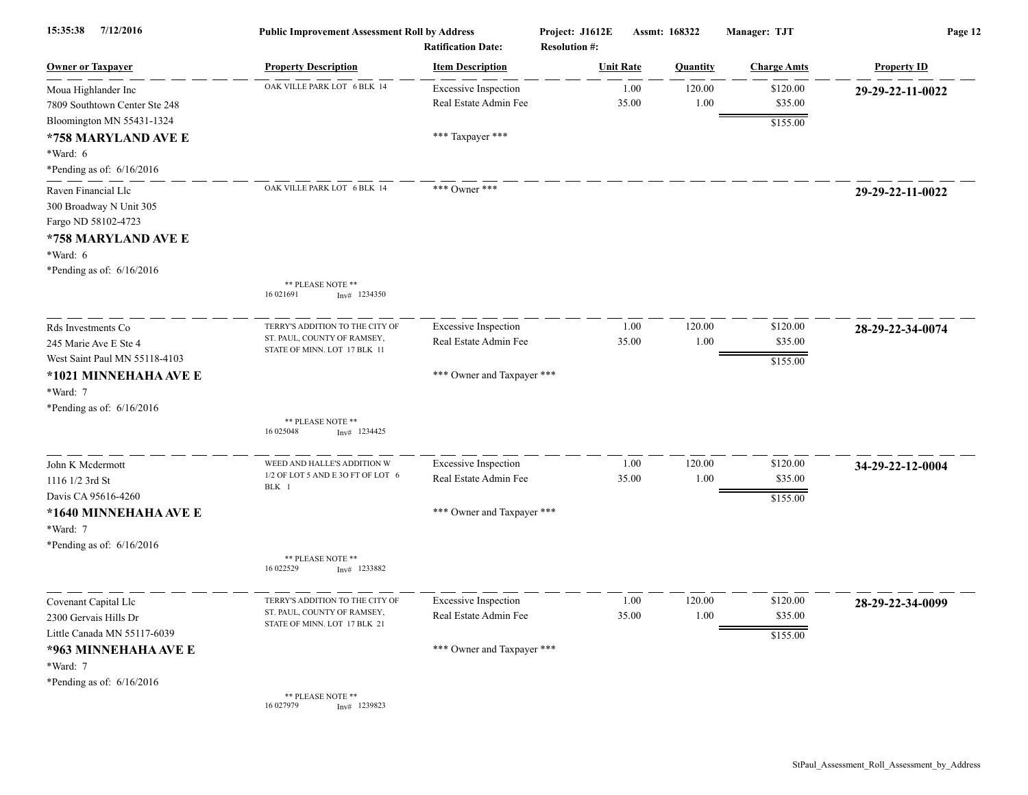| Owner or Taxpayer | Property Description | Item Description | Unit Rate | Quantity | Charge Amts | Property ID |
|---|---|---|---|---|---|---|
| Moua Highlander Inc<br>7809 Southtown Center Ste 248<br>Bloomington MN 55431-1324<br>**\*758 MARYLAND AVE E**<br>\*Ward: 6<br>\*Pending as of: 6/16/2016 | OAK VILLE PARK LOT 6 BLK 14 | Excessive Inspection<br>Real Estate Admin Fee<br><br>\*\*\* Taxpayer \*\*\* | 1.00<br>35.00 | 120.00<br>1.00 | $120.00<br>$35.00<br>$155.00 | **29-29-22-11-0022** |
| Raven Financial Llc<br>300 Broadway N Unit 305<br>Fargo ND 58102-4723<br>**\*758 MARYLAND AVE E**<br>\*Ward: 6<br>\*Pending as of: 6/16/2016 | OAK VILLE PARK LOT 6 BLK 14<br><br>\*\* PLEASE NOTE \*\*<br>16 021691 Inv# 1234350 | \*\*\* Owner \*\*\* | | | | **29-29-22-11-0022** |
| Rds Investments Co<br>245 Marie Ave E Ste 4<br>West Saint Paul MN 55118-4103<br>**\*1021 MINNEHAHA AVE E**<br>\*Ward: 7<br>\*Pending as of: 6/16/2016 | TERRY'S ADDITION TO THE CITY OF ST. PAUL, COUNTY OF RAMSEY, STATE OF MINN. LOT 17 BLK 11<br><br>\*\* PLEASE NOTE \*\*<br>16 025048 Inv# 1234425 | Excessive Inspection<br>Real Estate Admin Fee<br><br>\*\*\* Owner and Taxpayer \*\*\* | 1.00<br>35.00 | 120.00<br>1.00 | $120.00<br>$35.00<br>$155.00 | **28-29-22-34-0074** |
| John K Mcdermott<br>1116 1/2 3rd St<br>Davis CA 95616-4260<br>**\*1640 MINNEHAHA AVE E**<br>\*Ward: 7<br>\*Pending as of: 6/16/2016 | WEED AND HALLE'S ADDITION W 1/2 OF LOT 5 AND E 30 FT OF LOT 6 BLK 1<br><br>\*\* PLEASE NOTE \*\*<br>16 022529 Inv# 1233882 | Excessive Inspection<br>Real Estate Admin Fee<br><br>\*\*\* Owner and Taxpayer \*\*\* | 1.00<br>35.00 | 120.00<br>1.00 | $120.00<br>$35.00<br>$155.00 | **34-29-22-12-0004** |
| Covenant Capital Llc<br>2300 Gervais Hills Dr<br>Little Canada MN 55117-6039<br>**\*963 MINNEHAHA AVE E**<br>\*Ward: 7<br>\*Pending as of: 6/16/2016 | TERRY'S ADDITION TO THE CITY OF ST. PAUL, COUNTY OF RAMSEY, STATE OF MINN. LOT 17 BLK 21<br><br>\*\* PLEASE NOTE \*\*<br>16 027979 Inv# 1239823 | Excessive Inspection<br>Real Estate Admin Fee<br><br>\*\*\* Owner and Taxpayer \*\*\* | 1.00<br>35.00 | 120.00<br>1.00 | $120.00<br>$35.00<br>$155.00 | **28-29-22-34-0099** |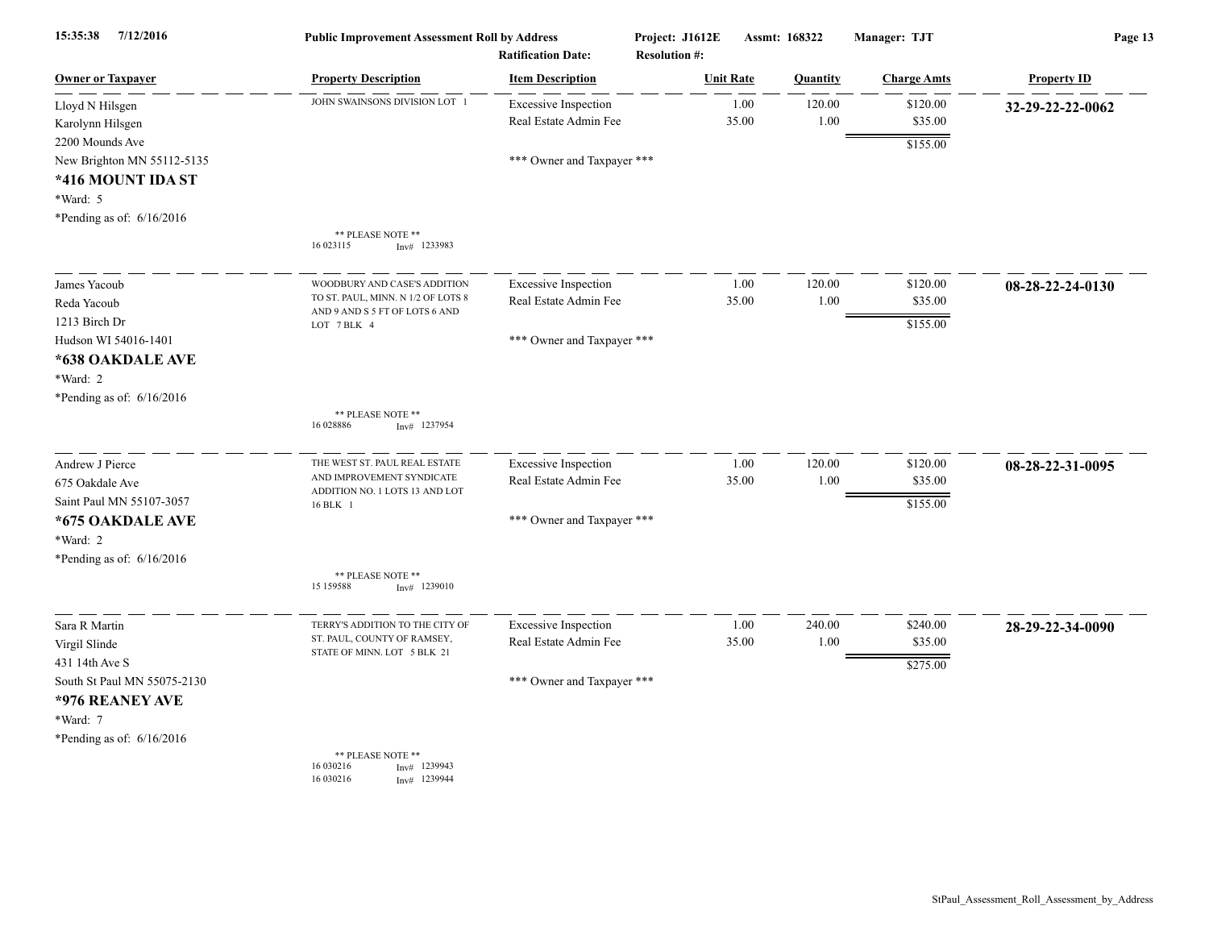15:35:38 7/12/2016 **Public Improvement Assessment Roll by Address** Project: J1612E Assmt: 168322 Manager: TJT

Ratification Date: Resolution #:

| Owner or Taxpayer | Property Description | Item Description | Unit Rate | Quantity | Charge Amts | Property ID |
|---|---|---|---|---|---|---|
| Lloyd N Hilsgen<br>Karolynn Hilsgen<br>2200 Mounds Ave<br>New Brighton MN 55112-5135<br>**\*416 MOUNT IDA ST**<br>\*Ward: 5<br>\*Pending as of: 6/16/2016 | JOHN SWAINSONS DIVISION LOT 1<br><br>** PLEASE NOTE **<br>16 023115 Inv# 1233983 | Excessive Inspection<br>Real Estate Admin Fee<br><br>*** Owner and Taxpayer *** | 1.00<br>35.00 | 120.00<br>1.00 | $120.00<br>$35.00<br>$155.00 | **32-29-22-22-0062** |
| James Yacoub<br>Reda Yacoub<br>1213 Birch Dr<br>Hudson WI 54016-1401<br>**\*638 OAKDALE AVE**<br>\*Ward: 2<br>\*Pending as of: 6/16/2016 | WOODBURY AND CASE'S ADDITION TO ST. PAUL, MINN. N 1/2 OF LOTS 8 AND 9 AND S 5 FT OF LOTS 6 AND LOT 7 BLK 4<br><br>** PLEASE NOTE **<br>16 028886 Inv# 1237954 | Excessive Inspection<br>Real Estate Admin Fee<br><br>*** Owner and Taxpayer *** | 1.00<br>35.00 | 120.00<br>1.00 | $120.00<br>$35.00<br>$155.00 | **08-28-22-24-0130** |
| Andrew J Pierce<br>675 Oakdale Ave<br>Saint Paul MN 55107-3057<br>**\*675 OAKDALE AVE**<br>\*Ward: 2<br>\*Pending as of: 6/16/2016 | THE WEST ST. PAUL REAL ESTATE AND IMPROVEMENT SYNDICATE ADDITION NO. 1 LOTS 13 AND LOT 16 BLK 1<br><br>** PLEASE NOTE **<br>15 159588 Inv# 1239010 | Excessive Inspection<br>Real Estate Admin Fee<br><br>*** Owner and Taxpayer *** | 1.00<br>35.00 | 120.00<br>1.00 | $120.00<br>$35.00<br>$155.00 | **08-28-22-31-0095** |
| Sara R Martin<br>Virgil Slinde<br>431 14th Ave S<br>South St Paul MN 55075-2130<br>**\*976 REANEY AVE**<br>\*Ward: 7<br>\*Pending as of: 6/16/2016 | TERRY'S ADDITION TO THE CITY OF ST. PAUL, COUNTY OF RAMSEY, STATE OF MINN. LOT 5 BLK 21<br><br>** PLEASE NOTE **<br>16 030216 Inv# 1239943<br>16 030216 Inv# 1239944 | Excessive Inspection<br>Real Estate Admin Fee<br><br>*** Owner and Taxpayer *** | 1.00<br>35.00 | 240.00<br>1.00 | $240.00<br>$35.00<br>$275.00 | **28-29-22-34-0090** |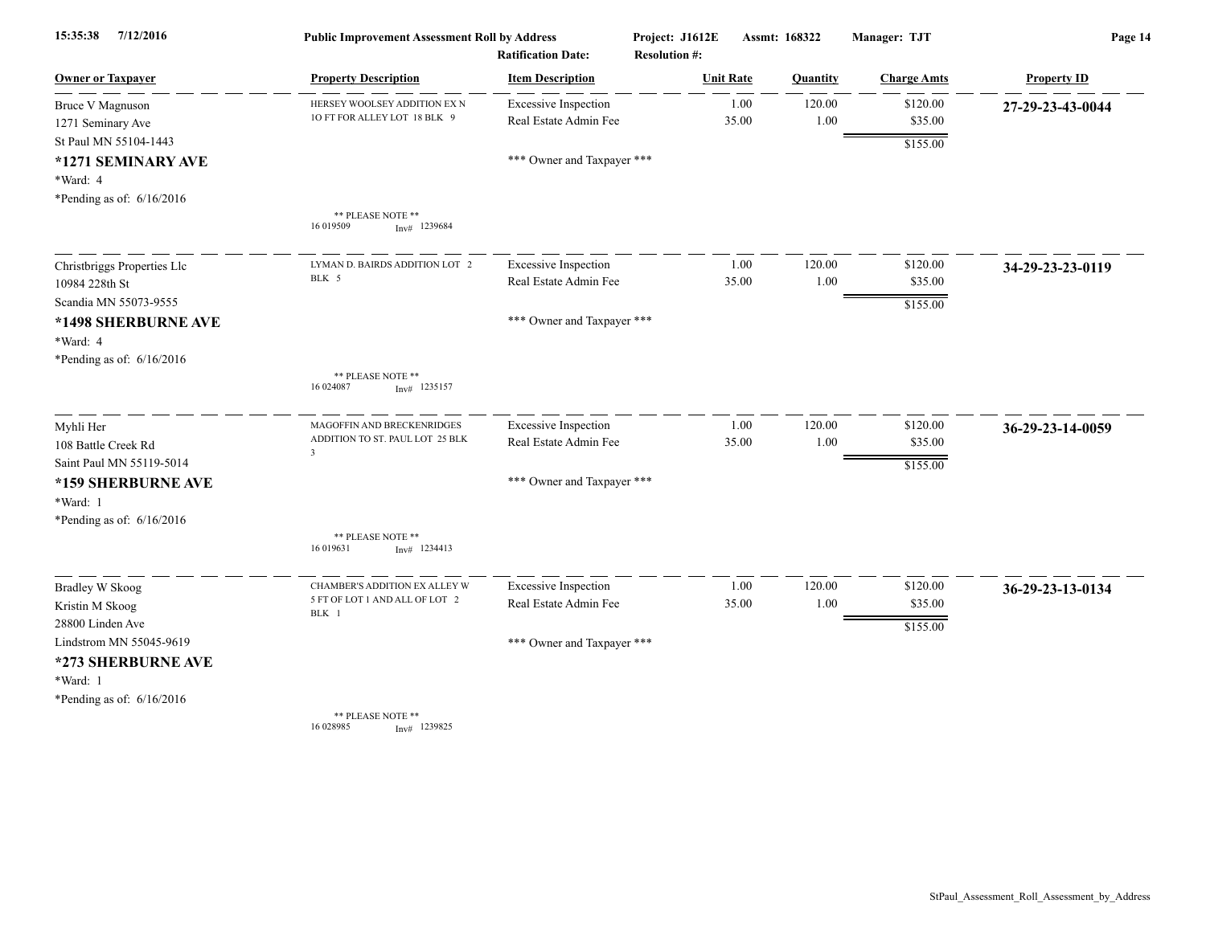**Public Improvement Assessment Roll by Address**

Project: J1612E Assmt: 168322 Manager: TJT

Ratification Date: Resolution #:

| Owner or Taxpayer | Property Description | Item Description | Unit Rate | Quantity | Charge Amts | Property ID |
|---|---|---|---|---|---|---|
| Bruce V Magnuson<br>1271 Seminary Ave<br>St Paul MN 55104-1443<br>**\*1271 SEMINARY AVE**<br>\*Ward: 4<br>\*Pending as of: 6/16/2016 | HERSEY WOOLSEY ADDITION EX N 1O FT FOR ALLEY LOT 18 BLK 9<br><br>\*\* PLEASE NOTE \*\*<br>16 019509 Inv# 1239684 | Excessive Inspection<br>Real Estate Admin Fee<br><br>\*\*\* Owner and Taxpayer \*\*\* | 1.00<br>35.00 | 120.00<br>1.00 | $120.00<br>$35.00<br>$155.00 | **27-29-23-43-0044** |
| Christbriggs Properties Llc<br>10984 228th St<br>Scandia MN 55073-9555<br>**\*1498 SHERBURNE AVE**<br>\*Ward: 4<br>\*Pending as of: 6/16/2016 | LYMAN D. BAIRDS ADDITION LOT 2 BLK 5<br><br>\*\* PLEASE NOTE \*\*<br>16 024087 Inv# 1235157 | Excessive Inspection<br>Real Estate Admin Fee<br><br>\*\*\* Owner and Taxpayer \*\*\* | 1.00<br>35.00 | 120.00<br>1.00 | $120.00<br>$35.00<br>$155.00 | **34-29-23-23-0119** |
| Myhli Her<br>108 Battle Creek Rd<br>Saint Paul MN 55119-5014<br>**\*159 SHERBURNE AVE**<br>\*Ward: 1<br>\*Pending as of: 6/16/2016 | MAGOFFIN AND BRECKENRIDGES ADDITION TO ST. PAUL LOT 25 BLK 3<br><br>\*\* PLEASE NOTE \*\*<br>16 019631 Inv# 1234413 | Excessive Inspection<br>Real Estate Admin Fee<br><br>\*\*\* Owner and Taxpayer \*\*\* | 1.00<br>35.00 | 120.00<br>1.00 | $120.00<br>$35.00<br>$155.00 | **36-29-23-14-0059** |
| Bradley W Skoog<br>Kristin M Skoog<br>28800 Linden Ave<br>Lindstrom MN 55045-9619<br>**\*273 SHERBURNE AVE**<br>\*Ward: 1<br>\*Pending as of: 6/16/2016 | CHAMBER'S ADDITION EX ALLEY W 5 FT OF LOT 1 AND ALL OF LOT 2 BLK 1<br><br>\*\* PLEASE NOTE \*\*<br>16 028985 Inv# 1239825 | Excessive Inspection<br>Real Estate Admin Fee<br><br>\*\*\* Owner and Taxpayer \*\*\* | 1.00<br>35.00 | 120.00<br>1.00 | $120.00<br>$35.00<br>$155.00 | **36-29-23-13-0134** |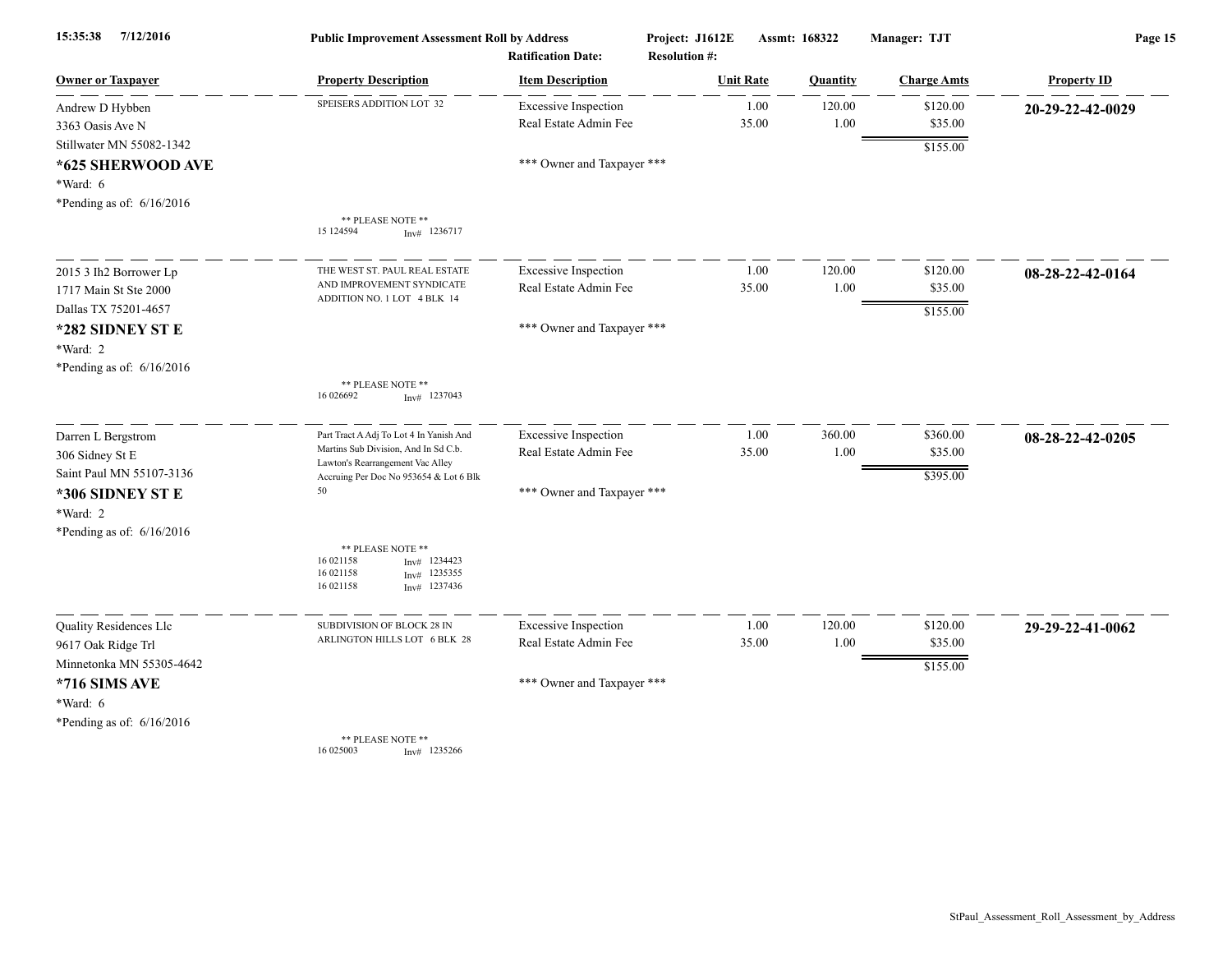15:35:38 7/12/2016 **Public Improvement Assessment Roll by Address** Project: J1612E Assmt: 168322 Manager: TJT

Ratification Date: Resolution #:

| Owner or Taxpayer | Property Description | Item Description | Unit Rate | Quantity | Charge Amts | Property ID |
|---|---|---|---|---|---|---|
| Andrew D Hybben<br>3363 Oasis Ave N<br>Stillwater MN 55082-1342<br>**\*625 SHERWOOD AVE**<br>\*Ward: 6<br>\*Pending as of: 6/16/2016 | SPEISERS ADDITION LOT 32<br><br>\*\* PLEASE NOTE \*\*<br>15 124594 Inv# 1236717 | Excessive Inspection<br>Real Estate Admin Fee<br><br>\*\*\* Owner and Taxpayer \*\*\* | 1.00<br>35.00 | 120.00<br>1.00 | $120.00<br>$35.00<br>$155.00 | **20-29-22-42-0029** |
| 2015 3 Ih2 Borrower Lp<br>1717 Main St Ste 2000<br>Dallas TX 75201-4657<br>**\*282 SIDNEY ST E**<br>\*Ward: 2<br>\*Pending as of: 6/16/2016 | THE WEST ST. PAUL REAL ESTATE AND IMPROVEMENT SYNDICATE ADDITION NO. 1 LOT 4 BLK 14<br><br>\*\* PLEASE NOTE \*\*<br>16 026692 Inv# 1237043 | Excessive Inspection<br>Real Estate Admin Fee<br><br>\*\*\* Owner and Taxpayer \*\*\* | 1.00<br>35.00 | 120.00<br>1.00 | $120.00<br>$35.00<br>$155.00 | **08-28-22-42-0164** |
| Darren L Bergstrom<br>306 Sidney St E<br>Saint Paul MN 55107-3136<br>**\*306 SIDNEY ST E**<br>\*Ward: 2<br>\*Pending as of: 6/16/2016 | Part Tract A Adj To Lot 4 In Yanish And Martins Sub Division, And In Sd C.b. Lawton's Rearrangement Vac Alley Accruing Per Doc No 953654 & Lot 6 Blk 50<br><br>\*\* PLEASE NOTE \*\*<br>16 021158 Inv# 1234423<br>16 021158 Inv# 1235355<br>16 021158 Inv# 1237436 | Excessive Inspection<br>Real Estate Admin Fee<br><br>\*\*\* Owner and Taxpayer \*\*\* | 1.00<br>35.00 | 360.00<br>1.00 | $360.00<br>$35.00<br>$395.00 | **08-28-22-42-0205** |
| Quality Residences Llc<br>9617 Oak Ridge Trl<br>Minnetonka MN 55305-4642<br>**\*716 SIMS AVE**<br>\*Ward: 6<br>\*Pending as of: 6/16/2016 | SUBDIVISION OF BLOCK 28 IN ARLINGTON HILLS LOT 6 BLK 28<br><br>\*\* PLEASE NOTE \*\*<br>16 025003 Inv# 1235266 | Excessive Inspection<br>Real Estate Admin Fee<br><br>\*\*\* Owner and Taxpayer \*\*\* | 1.00<br>35.00 | 120.00<br>1.00 | $120.00<br>$35.00<br>$155.00 | **29-29-22-41-0062** |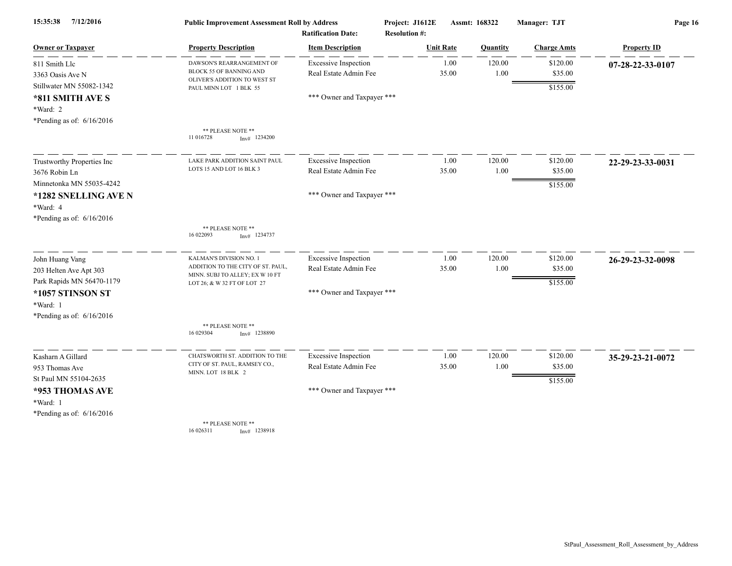Public Improvement Assessment Roll by Address

Ratification Date: | Resolution #: | Project: J1612E | Assmt: 168322 | Manager: TJT

| Owner or Taxpayer | Property Description | Item Description | Unit Rate | Quantity | Charge Amts | Property ID |
|---|---|---|---|---|---|---|
| 811 Smith Llc<br>3363 Oasis Ave N<br>Stillwater MN 55082-1342<br>**\*811 SMITH AVE S**<br>\*Ward: 2<br>\*Pending as of: 6/16/2016 | DAWSON'S REARRANGEMENT OF BLOCK 55 OF BANNING AND OLIVER'S ADDITION TO WEST ST PAUL MINN LOT 1 BLK 55<br>** PLEASE NOTE **<br>11 016728 Inv# 1234200 | Excessive Inspection<br>Real Estate Admin Fee<br><br>\*\*\* Owner and Taxpayer \*\*\* | 1.00<br>35.00 | 120.00<br>1.00 | $120.00<br>$35.00<br>$155.00 | **07-28-22-33-0107** |
| Trustworthy Properties Inc<br>3676 Robin Ln<br>Minnetonka MN 55035-4242<br>**\*1282 SNELLING AVE N**<br>\*Ward: 4<br>\*Pending as of: 6/16/2016 | LAKE PARK ADDITION SAINT PAUL LOTS 15 AND LOT 16 BLK 3<br>** PLEASE NOTE **<br>16 022093 Inv# 1234737 | Excessive Inspection<br>Real Estate Admin Fee<br><br>\*\*\* Owner and Taxpayer \*\*\* | 1.00<br>35.00 | 120.00<br>1.00 | $120.00<br>$35.00<br>$155.00 | **22-29-23-33-0031** |
| John Huang Vang<br>203 Helten Ave Apt 303<br>Park Rapids MN 56470-1179<br>**\*1057 STINSON ST**<br>\*Ward: 1<br>\*Pending as of: 6/16/2016 | KALMAN'S DIVISION NO. 1 ADDITION TO THE CITY OF ST. PAUL, MINN. SUBJ TO ALLEY; EX W 10 FT LOT 26; & W 32 FT OF LOT 27<br>** PLEASE NOTE **<br>16 029304 Inv# 1238890 | Excessive Inspection<br>Real Estate Admin Fee<br><br>\*\*\* Owner and Taxpayer \*\*\* | 1.00<br>35.00 | 120.00<br>1.00 | $120.00<br>$35.00<br>$155.00 | **26-29-23-32-0098** |
| Kasharn A Gillard<br>953 Thomas Ave<br>St Paul MN 55104-2635<br>**\*953 THOMAS AVE**<br>\*Ward: 1<br>\*Pending as of: 6/16/2016 | CHATSWORTH ST. ADDITION TO THE CITY OF ST. PAUL, RAMSEY CO., MINN. LOT 18 BLK 2<br>** PLEASE NOTE **<br>16 026311 Inv# 1238918 | Excessive Inspection<br>Real Estate Admin Fee<br><br>\*\*\* Owner and Taxpayer \*\*\* | 1.00<br>35.00 | 120.00<br>1.00 | $120.00<br>$35.00<br>$155.00 | **35-29-23-21-0072** |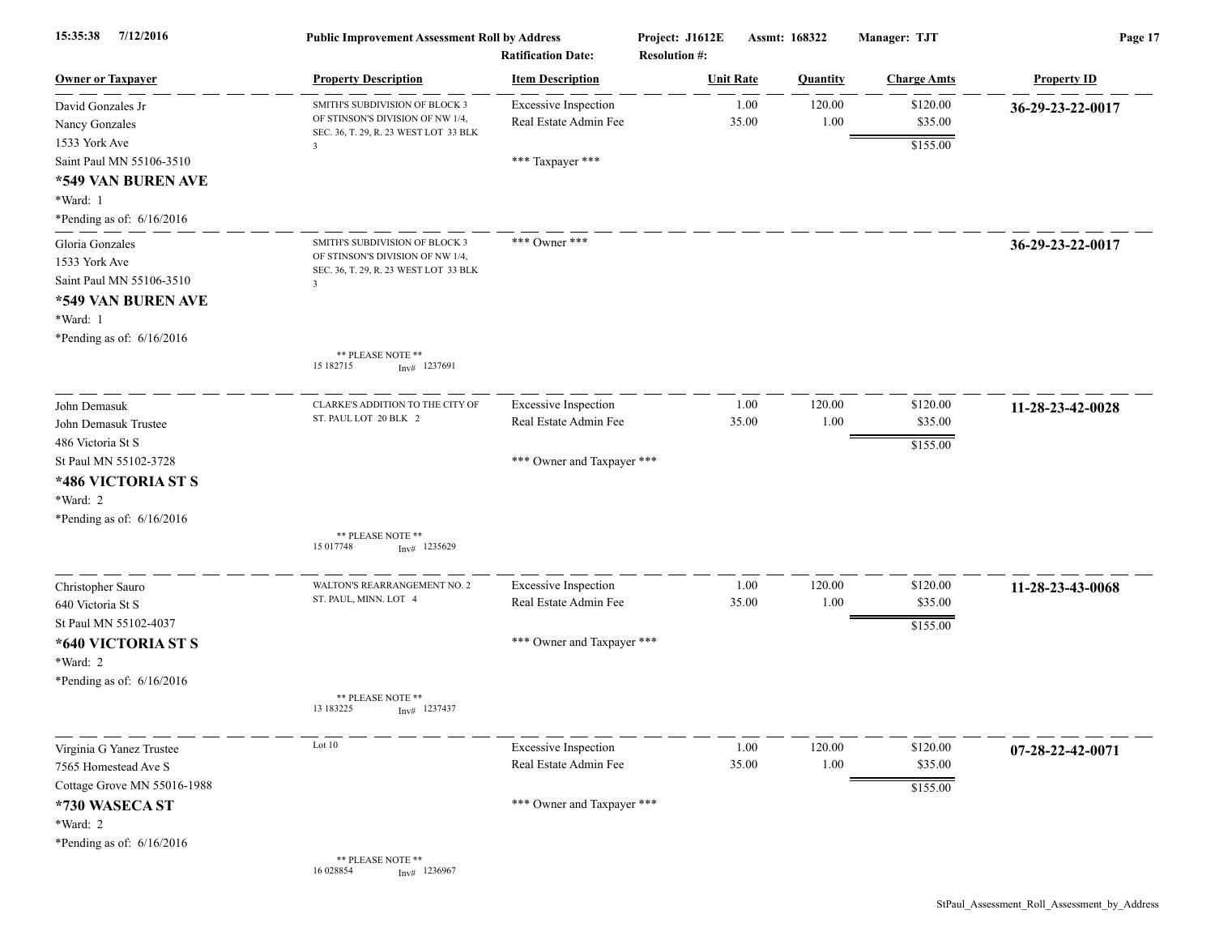**Public Improvement Assessment Roll by Address**

Project: J1612E | Assmt: 168322 | Manager: TJT

Ratification Date: | Resolution #:

| Owner or Taxpayer | Property Description | Item Description | Unit Rate | Quantity | Charge Amts | Property ID |
|---|---|---|---|---|---|---|
| David Gonzales Jr<br>Nancy Gonzales<br>1533 York Ave<br>Saint Paul MN 55106-3510<br>**\*549 VAN BUREN AVE**<br>\*Ward: 1<br>\*Pending as of: 6/16/2016 | SMITH'S SUBDIVISION OF BLOCK 3 OF STINSON'S DIVISION OF NW 1/4, SEC. 36, T. 29, R. 23 WEST LOT 33 BLK 3 | Excessive Inspection<br>Real Estate Admin Fee<br><br>\*\*\* Taxpayer \*\*\* | 1.00<br>35.00 | 120.00<br>1.00 | $120.00<br>$35.00<br>$155.00 | **36-29-23-22-0017** |
| Gloria Gonzales<br>1533 York Ave<br>Saint Paul MN 55106-3510<br>**\*549 VAN BUREN AVE**<br>\*Ward: 1<br>\*Pending as of: 6/16/2016 | SMITH'S SUBDIVISION OF BLOCK 3 OF STINSON'S DIVISION OF NW 1/4, SEC. 36, T. 29, R. 23 WEST LOT 33 BLK 3<br><br>\*\* PLEASE NOTE \*\*<br>15 182715 Inv# 1237691 | \*\*\* Owner \*\*\* | | | | **36-29-23-22-0017** |
| John Demasuk<br>John Demasuk Trustee<br>486 Victoria St S<br>St Paul MN 55102-3728<br>**\*486 VICTORIA ST S**<br>\*Ward: 2<br>\*Pending as of: 6/16/2016 | CLARKE'S ADDITION TO THE CITY OF ST. PAUL LOT 20 BLK 2<br><br>\*\* PLEASE NOTE \*\*<br>15 017748 Inv# 1235629 | Excessive Inspection<br>Real Estate Admin Fee<br><br>\*\*\* Owner and Taxpayer \*\*\* | 1.00<br>35.00 | 120.00<br>1.00 | $120.00<br>$35.00<br>$155.00 | **11-28-23-42-0028** |
| Christopher Sauro<br>640 Victoria St S<br>St Paul MN 55102-4037<br>**\*640 VICTORIA ST S**<br>\*Ward: 2<br>\*Pending as of: 6/16/2016 | WALTON'S REARRANGEMENT NO. 2 ST. PAUL, MINN. LOT 4<br><br>\*\* PLEASE NOTE \*\*<br>13 183225 Inv# 1237437 | Excessive Inspection<br>Real Estate Admin Fee<br><br>\*\*\* Owner and Taxpayer \*\*\* | 1.00<br>35.00 | 120.00<br>1.00 | $120.00<br>$35.00<br>$155.00 | **11-28-23-43-0068** |
| Virginia G Yanez Trustee<br>7565 Homestead Ave S<br>Cottage Grove MN 55016-1988<br>**\*730 WASECA ST**<br>\*Ward: 2<br>\*Pending as of: 6/16/2016 | Lot 10<br><br>\*\* PLEASE NOTE \*\*<br>16 028854 Inv# 1236967 | Excessive Inspection<br>Real Estate Admin Fee<br><br>\*\*\* Owner and Taxpayer \*\*\* | 1.00<br>35.00 | 120.00<br>1.00 | $120.00<br>$35.00<br>$155.00 | **07-28-22-42-0071** |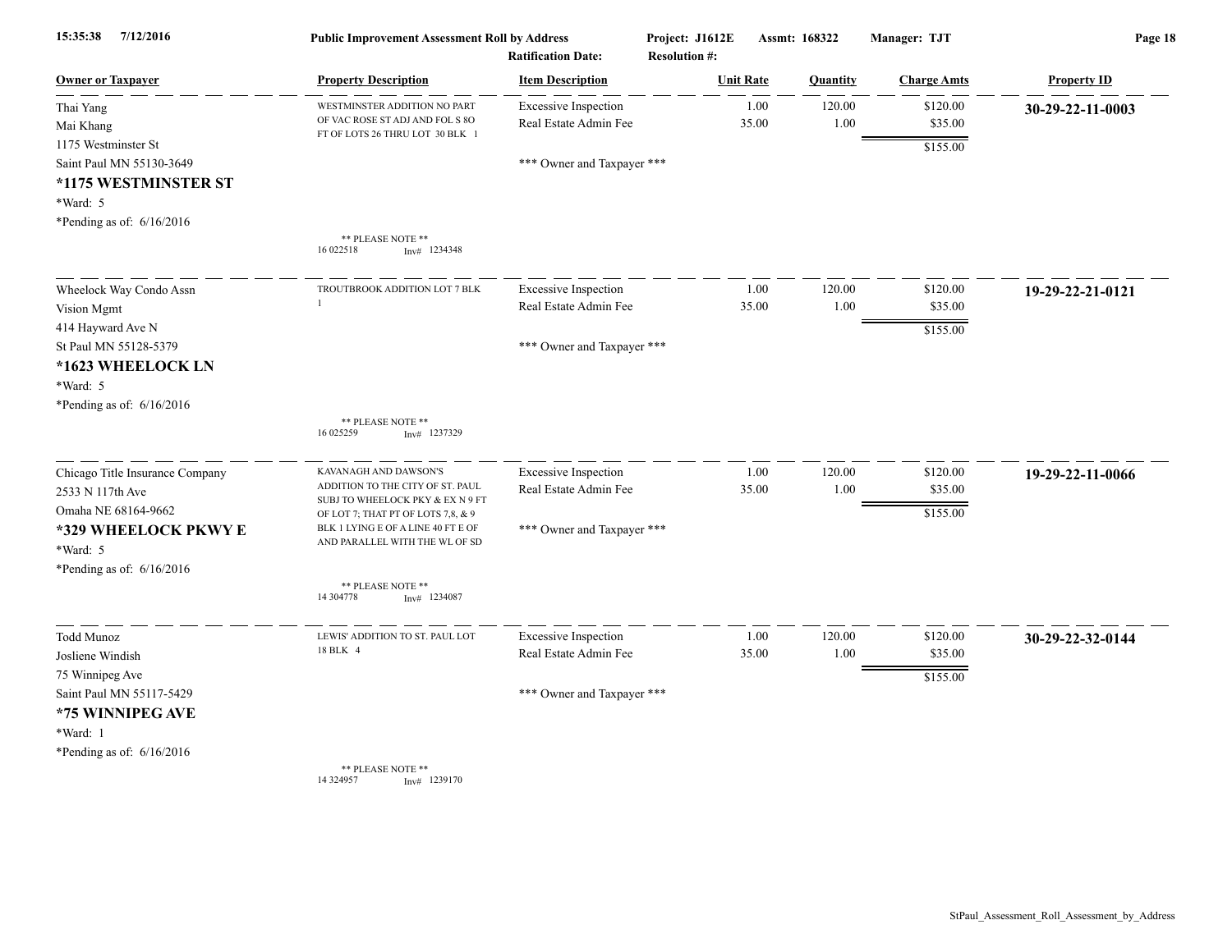**Public Improvement Assessment Roll by Address** — Project: J1612E — Assmt: 168322 — Manager: TJT

Ratification Date: — Resolution #:

| Owner or Taxpayer | Property Description | Item Description | Unit Rate | Quantity | Charge Amts | Property ID |
|---|---|---|---|---|---|---|
| Thai Yang<br>Mai Khang<br>1175 Westminster St<br>Saint Paul MN 55130-3649<br>**\*1175 WESTMINSTER ST**<br>\*Ward: 5<br>\*Pending as of: 6/16/2016 | WESTMINSTER ADDITION NO PART OF VAC ROSE ST ADJ AND FOL S 8O FT OF LOTS 26 THRU LOT 30 BLK 1<br>\*\* PLEASE NOTE \*\*<br>16 022518 Inv# 1234348 | Excessive Inspection<br>Real Estate Admin Fee<br>\*\*\* Owner and Taxpayer \*\*\* | 1.00<br>35.00 | 120.00<br>1.00 | $120.00<br>$35.00<br>$155.00 | **30-29-22-11-0003** |
| Wheelock Way Condo Assn<br>Vision Mgmt<br>414 Hayward Ave N<br>St Paul MN 55128-5379<br>**\*1623 WHEELOCK LN**<br>\*Ward: 5<br>\*Pending as of: 6/16/2016 | TROUTBROOK ADDITION LOT 7 BLK 1<br>\*\* PLEASE NOTE \*\*<br>16 025259 Inv# 1237329 | Excessive Inspection<br>Real Estate Admin Fee<br>\*\*\* Owner and Taxpayer \*\*\* | 1.00<br>35.00 | 120.00<br>1.00 | $120.00<br>$35.00<br>$155.00 | **19-29-22-21-0121** |
| Chicago Title Insurance Company<br>2533 N 117th Ave<br>Omaha NE 68164-9662<br>**\*329 WHEELOCK PKWY E**<br>\*Ward: 5<br>\*Pending as of: 6/16/2016 | KAVANAGH AND DAWSON'S ADDITION TO THE CITY OF ST. PAUL SUBJ TO WHEELOCK PKY & EX N 9 FT OF LOT 7; THAT PT OF LOTS 7,8, & 9 BLK 1 LYING E OF A LINE 40 FT E OF AND PARALLEL WITH THE WL OF SD<br>\*\* PLEASE NOTE \*\*<br>14 304778 Inv# 1234087 | Excessive Inspection<br>Real Estate Admin Fee<br>\*\*\* Owner and Taxpayer \*\*\* | 1.00<br>35.00 | 120.00<br>1.00 | $120.00<br>$35.00<br>$155.00 | **19-29-22-11-0066** |
| Todd Munoz<br>Josliene Windish<br>75 Winnipeg Ave<br>Saint Paul MN 55117-5429<br>**\*75 WINNIPEG AVE**<br>\*Ward: 1<br>\*Pending as of: 6/16/2016 | LEWIS' ADDITION TO ST. PAUL LOT 18 BLK 4<br>\*\* PLEASE NOTE \*\*<br>14 324957 Inv# 1239170 | Excessive Inspection<br>Real Estate Admin Fee<br>\*\*\* Owner and Taxpayer \*\*\* | 1.00<br>35.00 | 120.00<br>1.00 | $120.00<br>$35.00<br>$155.00 | **30-29-22-32-0144** |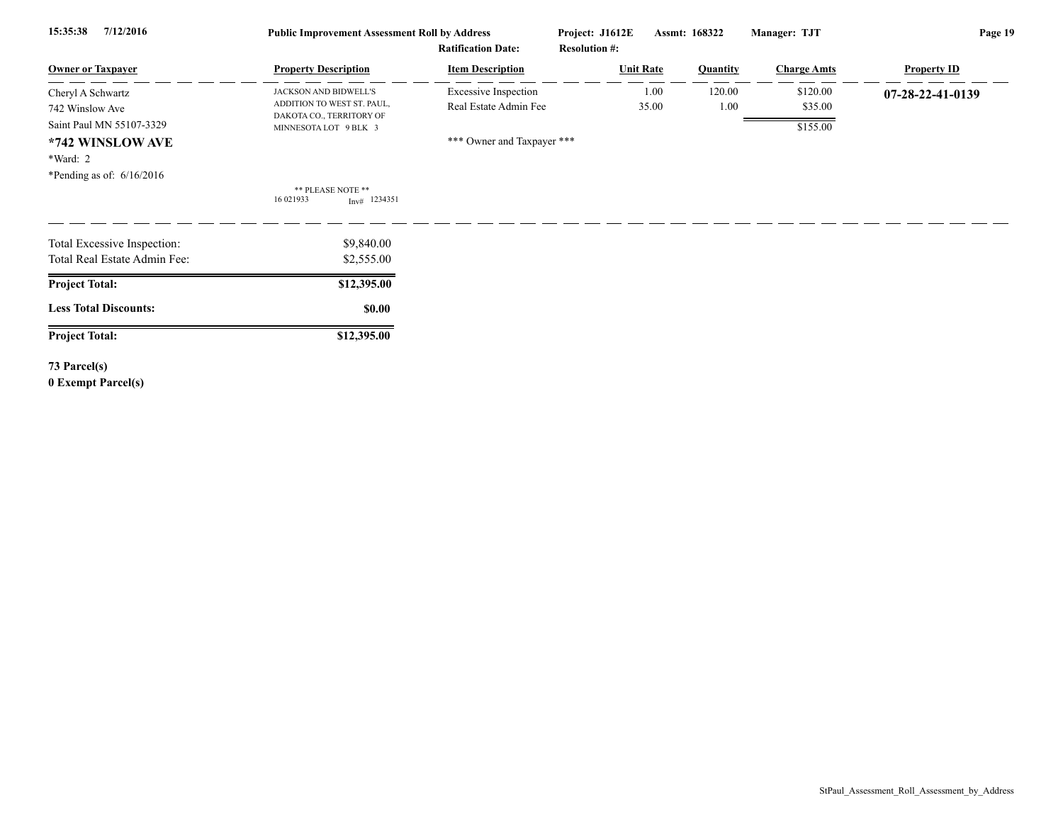| Owner or Taxpayer | Property Description | Item Description | Unit Rate | Quantity | Charge Amts | Property ID |
|---|---|---|---|---|---|---|
| Cheryl A Schwartz<br>742 Winslow Ave<br>Saint Paul MN 55107-3329<br>**\*742 WINSLOW AVE**<br>\*Ward: 2<br>\*Pending as of: 6/16/2016 | JACKSON AND BIDWELL'S ADDITION TO WEST ST. PAUL, DAKOTA CO., TERRITORY OF MINNESOTA LOT 9 BLK 3<br><br>** PLEASE NOTE **<br>16 021933 Inv# 1234351 | Excessive Inspection<br>Real Estate Admin Fee<br><br>\*\*\* Owner and Taxpayer \*\*\* | 1.00<br>35.00 | 120.00<br>1.00 | \$120.00<br>\$35.00<br><br>\$155.00 | **07-28-22-41-0139** |

| | |
|---|---|
| Total Excessive Inspection: | \$9,840.00 |
| Total Real Estate Admin Fee: | \$2,555.00 |
| **Project Total:** | **\$12,395.00** |
| **Less Total Discounts:** | **\$0.00** |
| **Project Total:** | **\$12,395.00** |

**73 Parcel(s)**
**0 Exempt Parcel(s)**